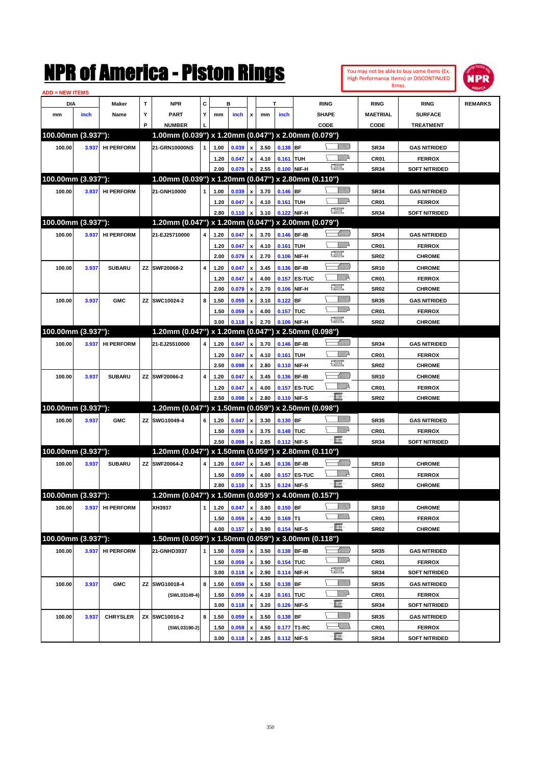# NPR of America - Piston Rings

You may not be able to buy some Items (Ex. High Performance Items) or DISCONTINUED Itmes.

ADD = NEW ITEMS

| DIA mm | DIA inch | Maker Name | TYP | NPR PART NUMBER | CYL | B mm | B inch | x | T mm | T inch | RING SHAPE CODE | RING MAETRIAL CODE | RING SURFACE TREATMENT | REMARKS |
|---|---|---|---|---|---|---|---|---|---|---|---|---|---|---|
| **100.00mm (3.937"):** | | | | **1.00mm (0.039") x 1.20mm (0.047") x 2.00mm (0.079")** | | | | | | | | | | |
| 100.00 | 3.937 | HI PERFORM | | 21-GRN10000NS | 1 | 1.00 | 0.039 | x | 3.50 | 0.138 | BF | SR34 | GAS NITRIDED | |
| | | | | | | 1.20 | 0.047 | x | 4.10 | 0.161 | TUH | CR01 | FERROX | |
| | | | | | | 2.00 | 0.079 | x | 2.55 | 0.100 | NIF-H | SR34 | SOFT NITRIDED | |
| **100.00mm (3.937"):** | | | | **1.00mm (0.039") x 1.20mm (0.047") x 2.80mm (0.110")** | | | | | | | | | | |
| 100.00 | 3.937 | HI PERFORM | | 21-GNH10000 | 1 | 1.00 | 0.039 | x | 3.70 | 0.146 | BF | SR34 | GAS NITRIDED | |
| | | | | | | 1.20 | 0.047 | x | 4.10 | 0.161 | TUH | CR01 | FERROX | |
| | | | | | | 2.80 | 0.110 | x | 3.10 | 0.122 | NIF-H | SR34 | SOFT NITRIDED | |
| **100.00mm (3.937"):** | | | | **1.20mm (0.047") x 1.20mm (0.047") x 2.00mm (0.079")** | | | | | | | | | | |
| 100.00 | 3.937 | HI PERFORM | | 21-EJ25710000 | 4 | 1.20 | 0.047 | x | 3.70 | 0.146 | BF-IB | SR34 | GAS NITRIDED | |
| | | | | | | 1.20 | 0.047 | x | 4.10 | 0.161 | TUH | CR01 | FERROX | |
| | | | | | | 2.00 | 0.079 | x | 2.70 | 0.106 | NIF-H | SR02 | CHROME | |
| 100.00 | 3.937 | SUBARU | ZZ | SWF20068-2 | 4 | 1.20 | 0.047 | x | 3.45 | 0.136 | BF-IB | SR10 | CHROME | |
| | | | | | | 1.20 | 0.047 | x | 4.00 | 0.157 | ES-TUC | CR01 | FERROX | |
| | | | | | | 2.00 | 0.079 | x | 2.70 | 0.106 | NIF-H | SR02 | CHROME | |
| 100.00 | 3.937 | GMC | ZZ | SWC10024-2 | 8 | 1.50 | 0.059 | x | 3.10 | 0.122 | BF | SR35 | GAS NITRIDED | |
| | | | | | | 1.50 | 0.059 | x | 4.00 | 0.157 | TUC | CR01 | FERROX | |
| | | | | | | 3.00 | 0.118 | x | 2.70 | 0.106 | NIF-H | SR02 | CHROME | |
| **100.00mm (3.937"):** | | | | **1.20mm (0.047") x 1.20mm (0.047") x 2.50mm (0.098")** | | | | | | | | | | |
| 100.00 | 3.937 | HI PERFORM | | 21-EJ25510000 | 4 | 1.20 | 0.047 | x | 3.70 | 0.146 | BF-IB | SR34 | GAS NITRIDED | |
| | | | | | | 1.20 | 0.047 | x | 4.10 | 0.161 | TUH | CR01 | FERROX | |
| | | | | | | 2.50 | 0.098 | x | 2.80 | 0.110 | NIF-H | SR02 | CHROME | |
| 100.00 | 3.937 | SUBARU | ZZ | SWF20066-2 | 4 | 1.20 | 0.047 | x | 3.45 | 0.136 | BF-IB | SR10 | CHROME | |
| | | | | | | 1.20 | 0.047 | x | 4.00 | 0.157 | ES-TUC | CR01 | FERROX | |
| | | | | | | 2.50 | 0.098 | x | 2.80 | 0.110 | NIF-S | SR02 | CHROME | |
| **100.00mm (3.937"):** | | | | **1.20mm (0.047") x 1.50mm (0.059") x 2.50mm (0.098")** | | | | | | | | | | |
| 100.00 | 3.937 | GMC | ZZ | SWG10049-4 | 6 | 1.20 | 0.047 | x | 3.30 | 0.130 | BF | SR35 | GAS NITRIDED | |
| | | | | | | 1.50 | 0.059 | x | 3.75 | 0.148 | TUC | CR01 | FERROX | |
| | | | | | | 2.50 | 0.098 | x | 2.85 | 0.112 | NIF-S | SR34 | SOFT NITRIDED | |
| **100.00mm (3.937"):** | | | | **1.20mm (0.047") x 1.50mm (0.059") x 2.80mm (0.110")** | | | | | | | | | | |
| 100.00 | 3.937 | SUBARU | ZZ | SWF20064-2 | 4 | 1.20 | 0.047 | x | 3.45 | 0.136 | BF-IB | SR10 | CHROME | |
| | | | | | | 1.50 | 0.059 | x | 4.00 | 0.157 | ES-TUC | CR01 | FERROX | |
| | | | | | | 2.80 | 0.110 | x | 3.15 | 0.124 | NIF-S | SR02 | CHROME | |
| **100.00mm (3.937"):** | | | | **1.20mm (0.047") x 1.50mm (0.059") x 4.00mm (0.157")** | | | | | | | | | | |
| 100.00 | 3.937 | HI PERFORM | | XH3937 | 1 | 1.20 | 0.047 | x | 3.80 | 0.150 | BF | SR10 | CHROME | |
| | | | | | | 1.50 | 0.059 | x | 4.30 | 0.169 | T1 | CR01 | FERROX | |
| | | | | | | 4.00 | 0.157 | x | 3.90 | 0.154 | NIF-S | SR02 | CHROME | |
| **100.00mm (3.937"):** | | | | **1.50mm (0.059") x 1.50mm (0.059") x 3.00mm (0.118")** | | | | | | | | | | |
| 100.00 | 3.937 | HI PERFORM | | 21-GNHD3937 | 1 | 1.50 | 0.059 | x | 3.50 | 0.138 | BF-IB | SR35 | GAS NITRIDED | |
| | | | | | | 1.50 | 0.059 | x | 3.90 | 0.154 | TUC | CR01 | FERROX | |
| | | | | | | 3.00 | 0.118 | x | 2.90 | 0.114 | NIF-H | SR34 | SOFT NITRIDED | |
| 100.00 | 3.937 | GMC | ZZ | SWG10018-4 | 8 | 1.50 | 0.059 | x | 3.50 | 0.138 | BF | SR35 | GAS NITRIDED | |
| | | | | (SWL03149-4) | | 1.50 | 0.059 | x | 4.10 | 0.161 | TUC | CR01 | FERROX | |
| | | | | | | 3.00 | 0.118 | x | 3.20 | 0.126 | NIF-S | SR34 | SOFT NITRIDED | |
| 100.00 | 3.937 | CHRYSLER | ZX | SWC10016-2 | 8 | 1.50 | 0.059 | x | 3.50 | 0.138 | BF | SR35 | GAS NITRIDED | |
| | | | | (SWL03190-2) | | 1.50 | 0.059 | x | 4.50 | 0.177 | T1-RC | CR01 | FERROX | |
| | | | | | | 3.00 | 0.118 | x | 2.85 | 0.112 | NIF-S | SR34 | SOFT NITRIDED | |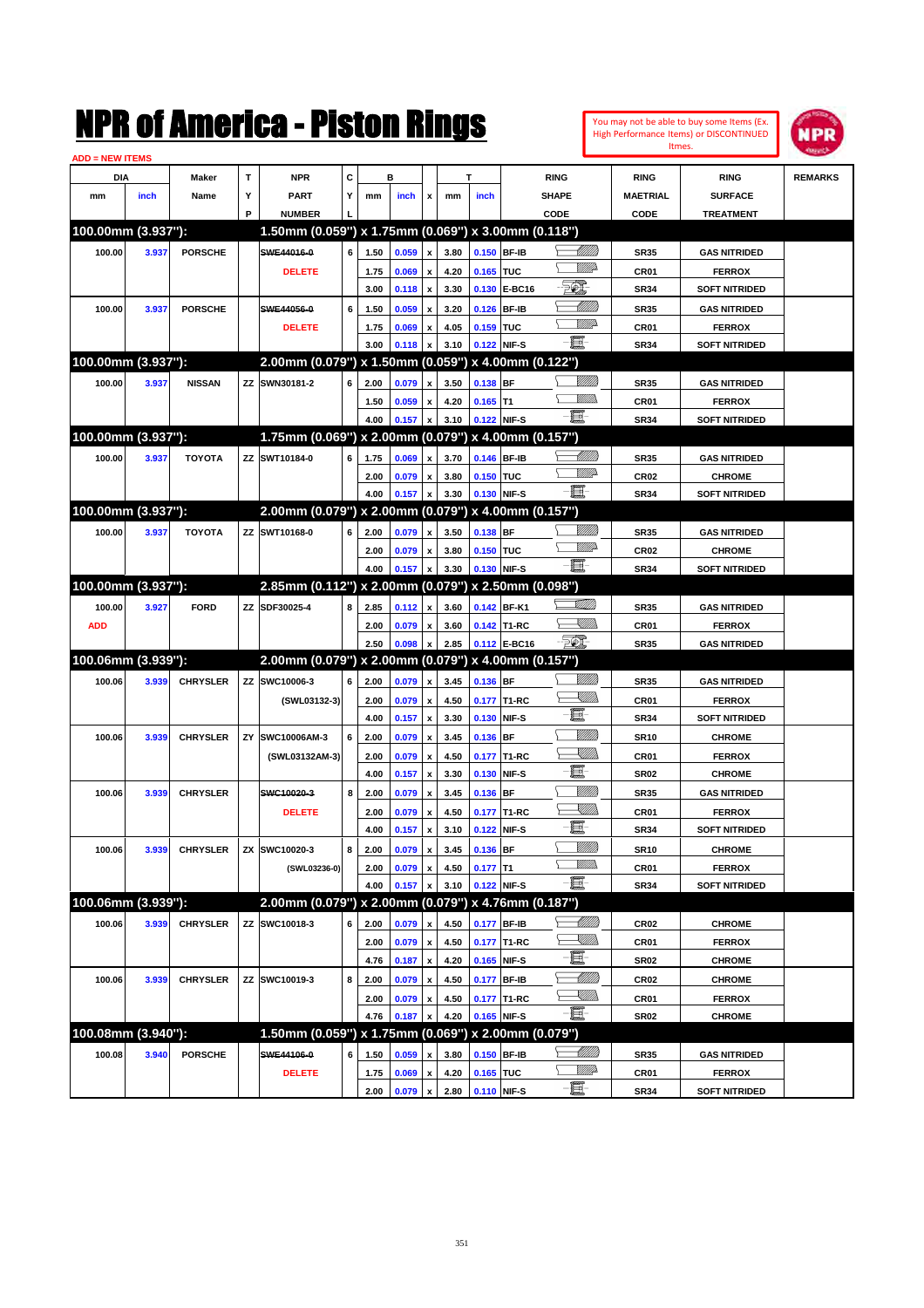# NPR of America - Piston Rings

You may not be able to buy some Items (Ex. High Performance Items) or DISCONTINUED Itmes.

ADD = NEW ITEMS

| DIA mm | DIA inch | Maker Name | TYP | NPR PART NUMBER | CYL | B mm | B inch | x | T mm | T inch | RING SHAPE CODE | RING MAETRIAL CODE | RING SURFACE TREATMENT | REMARKS |
|---|---|---|---|---|---|---|---|---|---|---|---|---|---|---|
| **100.00mm (3.937"):** | | | | **1.50mm (0.059") x 1.75mm (0.069") x 3.00mm (0.118")** | | | | | | | | | | |
| 100.00 | 3.937 | PORSCHE | | ~~SWE44016-0~~ | 6 | 1.50 | 0.059 | x | 3.80 | 0.150 | BF-IB | SR35 | GAS NITRIDED | |
| | | | | DELETE | | 1.75 | 0.069 | x | 4.20 | 0.165 | TUC | CR01 | FERROX | |
| | | | | | | 3.00 | 0.118 | x | 3.30 | 0.130 | E-BC16 | SR34 | SOFT NITRIDED | |
| 100.00 | 3.937 | PORSCHE | | ~~SWE44056-0~~ | 6 | 1.50 | 0.059 | x | 3.20 | 0.126 | BF-IB | SR35 | GAS NITRIDED | |
| | | | | DELETE | | 1.75 | 0.069 | x | 4.05 | 0.159 | TUC | CR01 | FERROX | |
| | | | | | | 3.00 | 0.118 | x | 3.10 | 0.122 | NIF-S | SR34 | SOFT NITRIDED | |
| **100.00mm (3.937"):** | | | | **2.00mm (0.079") x 1.50mm (0.059") x 4.00mm (0.122")** | | | | | | | | | | |
| 100.00 | 3.937 | NISSAN | ZZ | SWN30181-2 | 6 | 2.00 | 0.079 | x | 3.50 | 0.138 | BF | SR35 | GAS NITRIDED | |
| | | | | | | 1.50 | 0.059 | x | 4.20 | 0.165 | T1 | CR01 | FERROX | |
| | | | | | | 4.00 | 0.157 | x | 3.10 | 0.122 | NIF-S | SR34 | SOFT NITRIDED | |
| **100.00mm (3.937"):** | | | | **1.75mm (0.069") x 2.00mm (0.079") x 4.00mm (0.157")** | | | | | | | | | | |
| 100.00 | 3.937 | TOYOTA | ZZ | SWT10184-0 | 6 | 1.75 | 0.069 | x | 3.70 | 0.146 | BF-IB | SR35 | GAS NITRIDED | |
| | | | | | | 2.00 | 0.079 | x | 3.80 | 0.150 | TUC | CR02 | CHROME | |
| | | | | | | 4.00 | 0.157 | x | 3.30 | 0.130 | NIF-S | SR34 | SOFT NITRIDED | |
| **100.00mm (3.937"):** | | | | **2.00mm (0.079") x 2.00mm (0.079") x 4.00mm (0.157")** | | | | | | | | | | |
| 100.00 | 3.937 | TOYOTA | ZZ | SWT10168-0 | 6 | 2.00 | 0.079 | x | 3.50 | 0.138 | BF | SR35 | GAS NITRIDED | |
| | | | | | | 2.00 | 0.079 | x | 3.80 | 0.150 | TUC | CR02 | CHROME | |
| | | | | | | 4.00 | 0.157 | x | 3.30 | 0.130 | NIF-S | SR34 | SOFT NITRIDED | |
| **100.00mm (3.937"):** | | | | **2.85mm (0.112") x 2.00mm (0.079") x 2.50mm (0.098")** | | | | | | | | | | |
| 100.00 | 3.927 | FORD | ZZ | SDF30025-4 | 8 | 2.85 | 0.112 | x | 3.60 | 0.142 | BF-K1 | SR35 | GAS NITRIDED | |
| ADD | | | | | | 2.00 | 0.079 | x | 3.60 | 0.142 | T1-RC | CR01 | FERROX | |
| | | | | | | 2.50 | 0.098 | x | 2.85 | 0.112 | E-BC16 | SR35 | GAS NITRIDED | |
| **100.06mm (3.939"):** | | | | **2.00mm (0.079") x 2.00mm (0.079") x 4.00mm (0.157")** | | | | | | | | | | |
| 100.06 | 3.939 | CHRYSLER | ZZ | SWC10006-3 | 6 | 2.00 | 0.079 | x | 3.45 | 0.136 | BF | SR35 | GAS NITRIDED | |
| | | | | (SWL03132-3) | | 2.00 | 0.079 | x | 4.50 | 0.177 | T1-RC | CR01 | FERROX | |
| | | | | | | 4.00 | 0.157 | x | 3.30 | 0.130 | NIF-S | SR34 | SOFT NITRIDED | |
| 100.06 | 3.939 | CHRYSLER | ZY | SWC10006AM-3 | 6 | 2.00 | 0.079 | x | 3.45 | 0.136 | BF | SR10 | CHROME | |
| | | | | (SWL03132AM-3) | | 2.00 | 0.079 | x | 4.50 | 0.177 | T1-RC | CR01 | FERROX | |
| | | | | | | 4.00 | 0.157 | x | 3.30 | 0.130 | NIF-S | SR02 | CHROME | |
| 100.06 | 3.939 | CHRYSLER | | ~~SWC10020-3~~ | 8 | 2.00 | 0.079 | x | 3.45 | 0.136 | BF | SR35 | GAS NITRIDED | |
| | | | | DELETE | | 2.00 | 0.079 | x | 4.50 | 0.177 | T1-RC | CR01 | FERROX | |
| | | | | | | 4.00 | 0.157 | x | 3.10 | 0.122 | NIF-S | SR34 | SOFT NITRIDED | |
| 100.06 | 3.939 | CHRYSLER | ZX | SWC10020-3 | 8 | 2.00 | 0.079 | x | 3.45 | 0.136 | BF | SR10 | CHROME | |
| | | | | (SWL03236-0) | | 2.00 | 0.079 | x | 4.50 | 0.177 | T1 | CR01 | FERROX | |
| | | | | | | 4.00 | 0.157 | x | 3.10 | 0.122 | NIF-S | SR34 | SOFT NITRIDED | |
| **100.06mm (3.939"):** | | | | **2.00mm (0.079") x 2.00mm (0.079") x 4.76mm (0.187")** | | | | | | | | | | |
| 100.06 | 3.939 | CHRYSLER | ZZ | SWC10018-3 | 6 | 2.00 | 0.079 | x | 4.50 | 0.177 | BF-IB | CR02 | CHROME | |
| | | | | | | 2.00 | 0.079 | x | 4.50 | 0.177 | T1-RC | CR01 | FERROX | |
| | | | | | | 4.76 | 0.187 | x | 4.20 | 0.165 | NIF-S | SR02 | CHROME | |
| 100.06 | 3.939 | CHRYSLER | ZZ | SWC10019-3 | 8 | 2.00 | 0.079 | x | 4.50 | 0.177 | BF-IB | CR02 | CHROME | |
| | | | | | | 2.00 | 0.079 | x | 4.50 | 0.177 | T1-RC | CR01 | FERROX | |
| | | | | | | 4.76 | 0.187 | x | 4.20 | 0.165 | NIF-S | SR02 | CHROME | |
| **100.08mm (3.940"):** | | | | **1.50mm (0.059") x 1.75mm (0.069") x 2.00mm (0.079")** | | | | | | | | | | |
| 100.08 | 3.940 | PORSCHE | | ~~SWE44106-0~~ | 6 | 1.50 | 0.059 | x | 3.80 | 0.150 | BF-IB | SR35 | GAS NITRIDED | |
| | | | | DELETE | | 1.75 | 0.069 | x | 4.20 | 0.165 | TUC | CR01 | FERROX | |
| | | | | | | 2.00 | 0.079 | x | 2.80 | 0.110 | NIF-S | SR34 | SOFT NITRIDED | |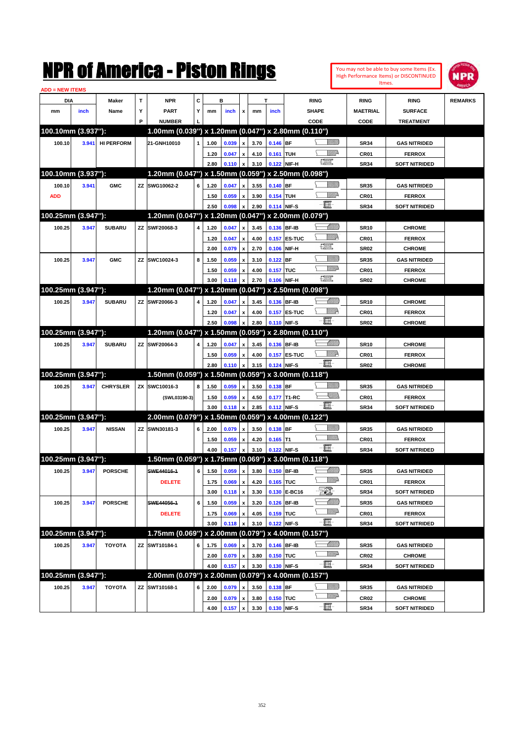# NPR of America - Piston Rings

You may not be able to buy some Items (Ex. High Performance Items) or DISCONTINUED Itmes.

ADD = NEW ITEMS

| DIA mm | DIA inch | Maker Name | TYP | NPR PART NUMBER | CYL | B mm | B inch | x | T mm | T inch | RING SHAPE CODE | RING MAETRIAL CODE | RING SURFACE TREATMENT | REMARKS |
|---|---|---|---|---|---|---|---|---|---|---|---|---|---|---|
| **100.10mm (3.937"):** | | | | **1.00mm (0.039") x 1.20mm (0.047") x 2.80mm (0.110")** | | | | | | | | | | |
| 100.10 | 3.941 | HI PERFORM | | 21-GNH10010 | 1 | 1.00 | 0.039 | x | 3.70 | 0.146 | BF | SR34 | GAS NITRIDED | |
| | | | | | | 1.20 | 0.047 | x | 4.10 | 0.161 | TUH | CR01 | FERROX | |
| | | | | | | 2.80 | 0.110 | x | 3.10 | 0.122 | NIF-H | SR34 | SOFT NITRIDED | |
| **100.10mm (3.937"):** | | | | **1.20mm (0.047") x 1.50mm (0.059") x 2.50mm (0.098")** | | | | | | | | | | |
| 100.10 | 3.941 | GMC | ZZ | SWG10062-2 | 6 | 1.20 | 0.047 | x | 3.55 | 0.140 | BF | SR35 | GAS NITRIDED | |
| ADD | | | | | | 1.50 | 0.059 | x | 3.90 | 0.154 | TUH | CR01 | FERROX | |
| | | | | | | 2.50 | 0.098 | x | 2.90 | 0.114 | NIF-S | SR34 | SOFT NITRIDED | |
| **100.25mm (3.947"):** | | | | **1.20mm (0.047") x 1.20mm (0.047") x 2.00mm (0.079")** | | | | | | | | | | |
| 100.25 | 3.947 | SUBARU | ZZ | SWF20068-3 | 4 | 1.20 | 0.047 | x | 3.45 | 0.136 | BF-IB | SR10 | CHROME | |
| | | | | | | 1.20 | 0.047 | x | 4.00 | 0.157 | ES-TUC | CR01 | FERROX | |
| | | | | | | 2.00 | 0.079 | x | 2.70 | 0.106 | NIF-H | SR02 | CHROME | |
| 100.25 | 3.947 | GMC | ZZ | SWC10024-3 | 8 | 1.50 | 0.059 | x | 3.10 | 0.122 | BF | SR35 | GAS NITRIDED | |
| | | | | | | 1.50 | 0.059 | x | 4.00 | 0.157 | TUC | CR01 | FERROX | |
| | | | | | | 3.00 | 0.118 | x | 2.70 | 0.106 | NIF-H | SR02 | CHROME | |
| **100.25mm (3.947"):** | | | | **1.20mm (0.047") x 1.20mm (0.047") x 2.50mm (0.098")** | | | | | | | | | | |
| 100.25 | 3.947 | SUBARU | ZZ | SWF20066-3 | 4 | 1.20 | 0.047 | x | 3.45 | 0.136 | BF-IB | SR10 | CHROME | |
| | | | | | | 1.20 | 0.047 | x | 4.00 | 0.157 | ES-TUC | CR01 | FERROX | |
| | | | | | | 2.50 | 0.098 | x | 2.80 | 0.110 | NIF-S | SR02 | CHROME | |
| **100.25mm (3.947"):** | | | | **1.20mm (0.047") x 1.50mm (0.059") x 2.80mm (0.110")** | | | | | | | | | | |
| 100.25 | 3.947 | SUBARU | ZZ | SWF20064-3 | 4 | 1.20 | 0.047 | x | 3.45 | 0.136 | BF-IB | SR10 | CHROME | |
| | | | | | | 1.50 | 0.059 | x | 4.00 | 0.157 | ES-TUC | CR01 | FERROX | |
| | | | | | | 2.80 | 0.110 | x | 3.15 | 0.124 | NIF-S | SR02 | CHROME | |
| **100.25mm (3.947"):** | | | | **1.50mm (0.059") x 1.50mm (0.059") x 3.00mm (0.118")** | | | | | | | | | | |
| 100.25 | 3.947 | CHRYSLER | ZX | SWC10016-3 | 8 | 1.50 | 0.059 | x | 3.50 | 0.138 | BF | SR35 | GAS NITRIDED | |
| | | | | (SWL03190-3) | | 1.50 | 0.059 | x | 4.50 | 0.177 | T1-RC | CR01 | FERROX | |
| | | | | | | 3.00 | 0.118 | x | 2.85 | 0.112 | NIF-S | SR34 | SOFT NITRIDED | |
| **100.25mm (3.947"):** | | | | **2.00mm (0.079") x 1.50mm (0.059") x 4.00mm (0.122")** | | | | | | | | | | |
| 100.25 | 3.947 | NISSAN | ZZ | SWN30181-3 | 6 | 2.00 | 0.079 | x | 3.50 | 0.138 | BF | SR35 | GAS NITRIDED | |
| | | | | | | 1.50 | 0.059 | x | 4.20 | 0.165 | T1 | CR01 | FERROX | |
| | | | | | | 4.00 | 0.157 | x | 3.10 | 0.122 | NIF-S | SR34 | SOFT NITRIDED | |
| **100.25mm (3.947"):** | | | | **1.50mm (0.059") x 1.75mm (0.069") x 3.00mm (0.118")** | | | | | | | | | | |
| 100.25 | 3.947 | PORSCHE | | ~~SWE44016-1~~ | 6 | 1.50 | 0.059 | x | 3.80 | 0.150 | BF-IB | SR35 | GAS NITRIDED | |
| | | | | DELETE | | 1.75 | 0.069 | x | 4.20 | 0.165 | TUC | CR01 | FERROX | |
| | | | | | | 3.00 | 0.118 | x | 3.30 | 0.130 | E-BC16 | SR34 | SOFT NITRIDED | |
| 100.25 | 3.947 | PORSCHE | | ~~SWE44056-1~~ | 6 | 1.50 | 0.059 | x | 3.20 | 0.126 | BF-IB | SR35 | GAS NITRIDED | |
| | | | | DELETE | | 1.75 | 0.069 | x | 4.05 | 0.159 | TUC | CR01 | FERROX | |
| | | | | | | 3.00 | 0.118 | x | 3.10 | 0.122 | NIF-S | SR34 | SOFT NITRIDED | |
| **100.25mm (3.947"):** | | | | **1.75mm (0.069") x 2.00mm (0.079") x 4.00mm (0.157")** | | | | | | | | | | |
| 100.25 | 3.947 | TOYOTA | ZZ | SWT10184-1 | 6 | 1.75 | 0.069 | x | 3.70 | 0.146 | BF-IB | SR35 | GAS NITRIDED | |
| | | | | | | 2.00 | 0.079 | x | 3.80 | 0.150 | TUC | CR02 | CHROME | |
| | | | | | | 4.00 | 0.157 | x | 3.30 | 0.130 | NIF-S | SR34 | SOFT NITRIDED | |
| **100.25mm (3.947"):** | | | | **2.00mm (0.079") x 2.00mm (0.079") x 4.00mm (0.157")** | | | | | | | | | | |
| 100.25 | 3.947 | TOYOTA | ZZ | SWT10168-1 | 6 | 2.00 | 0.079 | x | 3.50 | 0.138 | BF | SR35 | GAS NITRIDED | |
| | | | | | | 2.00 | 0.079 | x | 3.80 | 0.150 | TUC | CR02 | CHROME | |
| | | | | | | 4.00 | 0.157 | x | 3.30 | 0.130 | NIF-S | SR34 | SOFT NITRIDED | |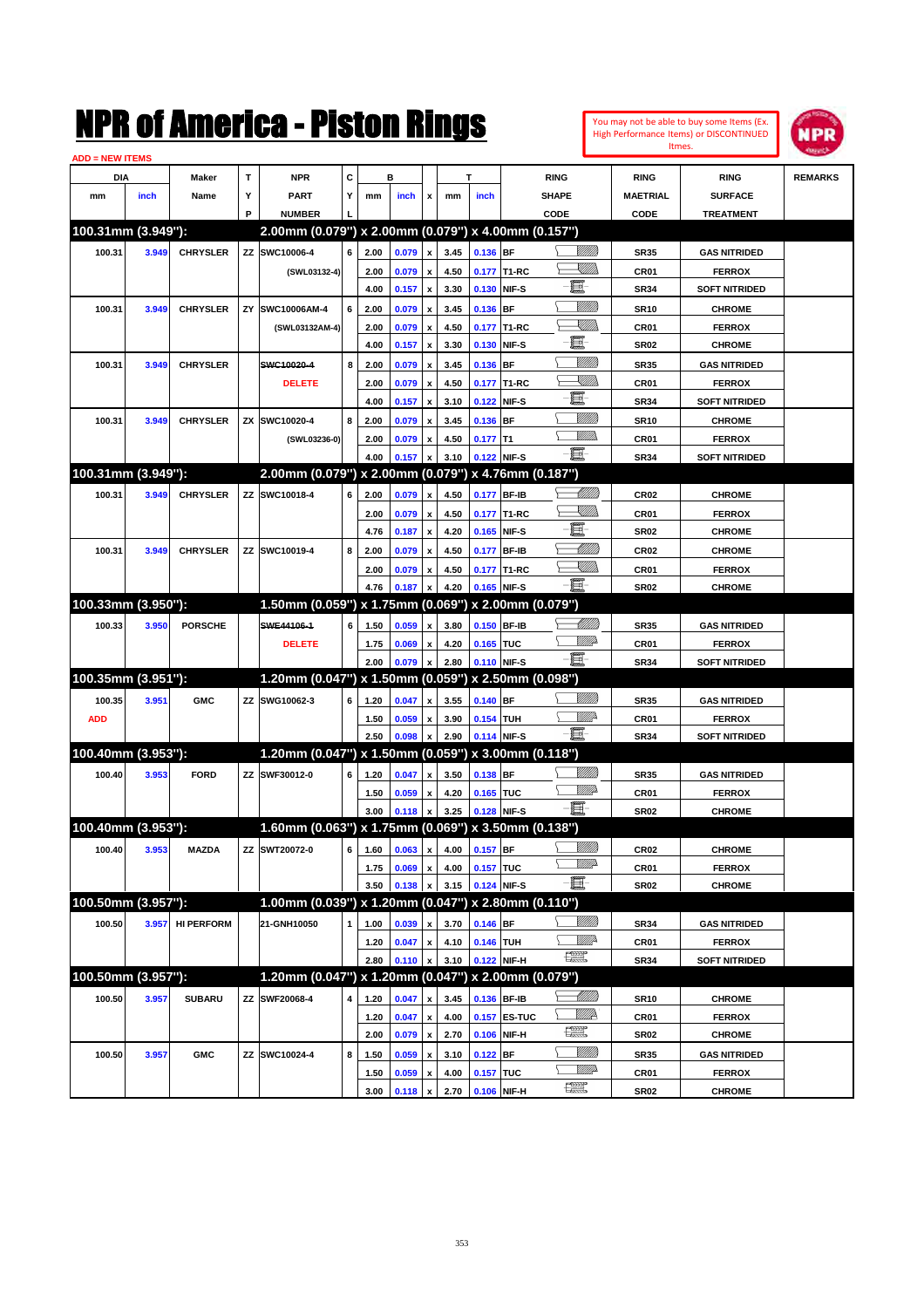# NPR of America - Piston Rings

You may not be able to buy some Items (Ex. High Performance Items) or DISCONTINUED Itmes.

ADD = NEW ITEMS

| DIA mm | DIA inch | Maker Name | TYP | NPR PART NUMBER | CYL | B mm | B inch | x | T mm | T inch | RING SHAPE CODE | RING MAETRIAL CODE | RING SURFACE TREATMENT | REMARKS |
|---|---|---|---|---|---|---|---|---|---|---|---|---|---|---|
| **100.31mm (3.949"):** | | | | **2.00mm (0.079") x 2.00mm (0.079") x 4.00mm (0.157")** | | | | | | | | | | |
| 100.31 | 3.949 | CHRYSLER | ZZ | SWC10006-4 | 6 | 2.00 | 0.079 | x | 3.45 | 0.136 | BF | SR35 | GAS NITRIDED | |
| | | | | (SWL03132-4) | | 2.00 | 0.079 | x | 4.50 | 0.177 | T1-RC | CR01 | FERROX | |
| | | | | | | 4.00 | 0.157 | x | 3.30 | 0.130 | NIF-S | SR34 | SOFT NITRIDED | |
| 100.31 | 3.949 | CHRYSLER | ZY | SWC10006AM-4 | 6 | 2.00 | 0.079 | x | 3.45 | 0.136 | BF | SR10 | CHROME | |
| | | | | (SWL03132AM-4) | | 2.00 | 0.079 | x | 4.50 | 0.177 | T1-RC | CR01 | FERROX | |
| | | | | | | 4.00 | 0.157 | x | 3.30 | 0.130 | NIF-S | SR02 | CHROME | |
| 100.31 | 3.949 | CHRYSLER | | ~~SWC10020-4~~ | 8 | 2.00 | 0.079 | x | 3.45 | 0.136 | BF | SR35 | GAS NITRIDED | |
| | | | | DELETE | | 2.00 | 0.079 | x | 4.50 | 0.177 | T1-RC | CR01 | FERROX | |
| | | | | | | 4.00 | 0.157 | x | 3.10 | 0.122 | NIF-S | SR34 | SOFT NITRIDED | |
| 100.31 | 3.949 | CHRYSLER | ZX | SWC10020-4 | 8 | 2.00 | 0.079 | x | 3.45 | 0.136 | BF | SR10 | CHROME | |
| | | | | (SWL03236-0) | | 2.00 | 0.079 | x | 4.50 | 0.177 | T1 | CR01 | FERROX | |
| | | | | | | 4.00 | 0.157 | x | 3.10 | 0.122 | NIF-S | SR34 | SOFT NITRIDED | |
| **100.31mm (3.949"):** | | | | **2.00mm (0.079") x 2.00mm (0.079") x 4.76mm (0.187")** | | | | | | | | | | |
| 100.31 | 3.949 | CHRYSLER | ZZ | SWC10018-4 | 6 | 2.00 | 0.079 | x | 4.50 | 0.177 | BF-IB | CR02 | CHROME | |
| | | | | | | 2.00 | 0.079 | x | 4.50 | 0.177 | T1-RC | CR01 | FERROX | |
| | | | | | | 4.76 | 0.187 | x | 4.20 | 0.165 | NIF-S | SR02 | CHROME | |
| 100.31 | 3.949 | CHRYSLER | ZZ | SWC10019-4 | 8 | 2.00 | 0.079 | x | 4.50 | 0.177 | BF-IB | CR02 | CHROME | |
| | | | | | | 2.00 | 0.079 | x | 4.50 | 0.177 | T1-RC | CR01 | FERROX | |
| | | | | | | 4.76 | 0.187 | x | 4.20 | 0.165 | NIF-S | SR02 | CHROME | |
| **100.33mm (3.950"):** | | | | **1.50mm (0.059") x 1.75mm (0.069") x 2.00mm (0.079")** | | | | | | | | | | |
| 100.33 | 3.950 | PORSCHE | | ~~SWE44106-1~~ | 6 | 1.50 | 0.059 | x | 3.80 | 0.150 | BF-IB | SR35 | GAS NITRIDED | |
| | | | | DELETE | | 1.75 | 0.069 | x | 4.20 | 0.165 | TUC | CR01 | FERROX | |
| | | | | | | 2.00 | 0.079 | x | 2.80 | 0.110 | NIF-S | SR34 | SOFT NITRIDED | |
| **100.35mm (3.951"):** | | | | **1.20mm (0.047") x 1.50mm (0.059") x 2.50mm (0.098")** | | | | | | | | | | |
| 100.35 | 3.951 | GMC | ZZ | SWG10062-3 | 6 | 1.20 | 0.047 | x | 3.55 | 0.140 | BF | SR35 | GAS NITRIDED | |
| ADD | | | | | | 1.50 | 0.059 | x | 3.90 | 0.154 | TUH | CR01 | FERROX | |
| | | | | | | 2.50 | 0.098 | x | 2.90 | 0.114 | NIF-S | SR34 | SOFT NITRIDED | |
| **100.40mm (3.953"):** | | | | **1.20mm (0.047") x 1.50mm (0.059") x 3.00mm (0.118")** | | | | | | | | | | |
| 100.40 | 3.953 | FORD | ZZ | SWF30012-0 | 6 | 1.20 | 0.047 | x | 3.50 | 0.138 | BF | SR35 | GAS NITRIDED | |
| | | | | | | 1.50 | 0.059 | x | 4.20 | 0.165 | TUC | CR01 | FERROX | |
| | | | | | | 3.00 | 0.118 | x | 3.25 | 0.128 | NIF-S | SR02 | CHROME | |
| **100.40mm (3.953"):** | | | | **1.60mm (0.063") x 1.75mm (0.069") x 3.50mm (0.138")** | | | | | | | | | | |
| 100.40 | 3.953 | MAZDA | ZZ | SWT20072-0 | 6 | 1.60 | 0.063 | x | 4.00 | 0.157 | BF | CR02 | CHROME | |
| | | | | | | 1.75 | 0.069 | x | 4.00 | 0.157 | TUC | CR01 | FERROX | |
| | | | | | | 3.50 | 0.138 | x | 3.15 | 0.124 | NIF-S | SR02 | CHROME | |
| **100.50mm (3.957"):** | | | | **1.00mm (0.039") x 1.20mm (0.047") x 2.80mm (0.110")** | | | | | | | | | | |
| 100.50 | 3.957 | HI PERFORM | | 21-GNH10050 | 1 | 1.00 | 0.039 | x | 3.70 | 0.146 | BF | SR34 | GAS NITRIDED | |
| | | | | | | 1.20 | 0.047 | x | 4.10 | 0.146 | TUH | CR01 | FERROX | |
| | | | | | | 2.80 | 0.110 | x | 3.10 | 0.122 | NIF-H | SR34 | SOFT NITRIDED | |
| **100.50mm (3.957"):** | | | | **1.20mm (0.047") x 1.20mm (0.047") x 2.00mm (0.079")** | | | | | | | | | | |
| 100.50 | 3.957 | SUBARU | ZZ | SWF20068-4 | 4 | 1.20 | 0.047 | x | 3.45 | 0.136 | BF-IB | SR10 | CHROME | |
| | | | | | | 1.20 | 0.047 | x | 4.00 | 0.157 | ES-TUC | CR01 | FERROX | |
| | | | | | | 2.00 | 0.079 | x | 2.70 | 0.106 | NIF-H | SR02 | CHROME | |
| 100.50 | 3.957 | GMC | ZZ | SWC10024-4 | 8 | 1.50 | 0.059 | x | 3.10 | 0.122 | BF | SR35 | GAS NITRIDED | |
| | | | | | | 1.50 | 0.059 | x | 4.00 | 0.157 | TUC | CR01 | FERROX | |
| | | | | | | 3.00 | 0.118 | x | 2.70 | 0.106 | NIF-H | SR02 | CHROME | |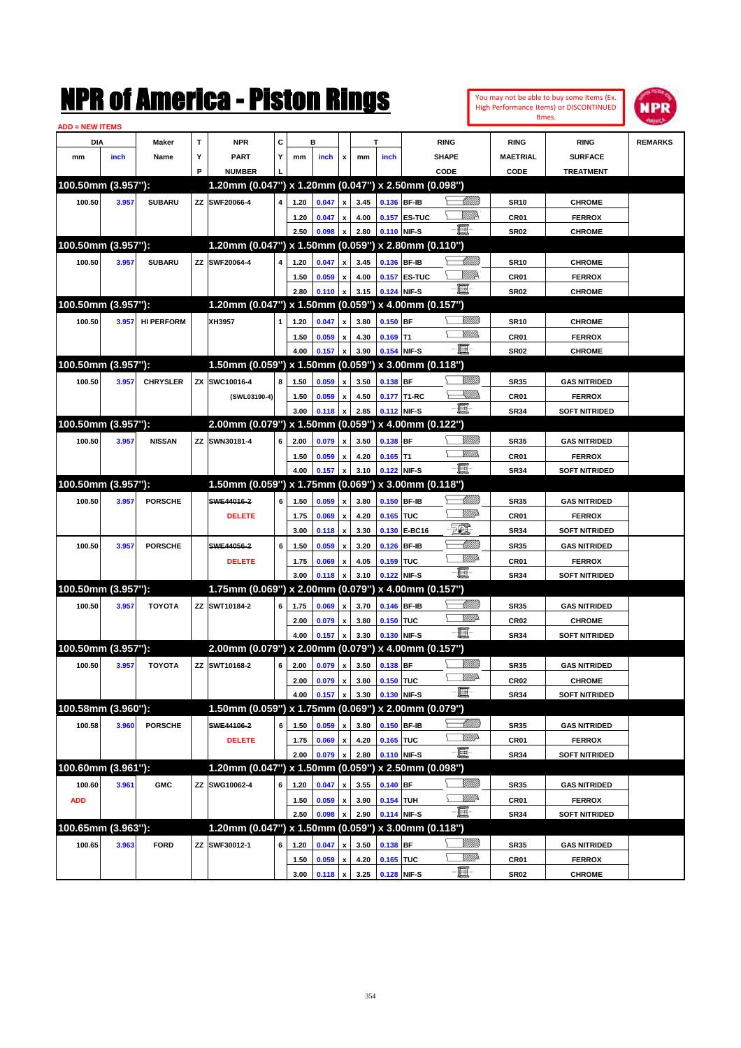# NPR of America - Piston Rings

You may not be able to buy some Items (Ex. High Performance Items) or DISCONTINUED Itmes.

ADD = NEW ITEMS

| DIA mm | DIA inch | Maker Name | TYP | NPR PART NUMBER | CYL | B mm | B inch | x | T mm | T inch | RING SHAPE CODE | RING MAETRIAL CODE | RING SURFACE TREATMENT | REMARKS |
|---|---|---|---|---|---|---|---|---|---|---|---|---|---|---|
| **100.50mm (3.957"):** | | | | **1.20mm (0.047") x 1.20mm (0.047") x 2.50mm (0.098")** | | | | | | | | | | |
| 100.50 | 3.957 | SUBARU | ZZ | SWF20066-4 | 4 | 1.20 | 0.047 | x | 3.45 | 0.136 | BF-IB | SR10 | CHROME | |
| | | | | | | 1.20 | 0.047 | x | 4.00 | 0.157 | ES-TUC | CR01 | FERROX | |
| | | | | | | 2.50 | 0.098 | x | 2.80 | 0.110 | NIF-S | SR02 | CHROME | |
| **100.50mm (3.957"):** | | | | **1.20mm (0.047") x 1.50mm (0.059") x 2.80mm (0.110")** | | | | | | | | | | |
| 100.50 | 3.957 | SUBARU | ZZ | SWF20064-4 | 4 | 1.20 | 0.047 | x | 3.45 | 0.136 | BF-IB | SR10 | CHROME | |
| | | | | | | 1.50 | 0.059 | x | 4.00 | 0.157 | ES-TUC | CR01 | FERROX | |
| | | | | | | 2.80 | 0.110 | x | 3.15 | 0.124 | NIF-S | SR02 | CHROME | |
| **100.50mm (3.957"):** | | | | **1.20mm (0.047") x 1.50mm (0.059") x 4.00mm (0.157")** | | | | | | | | | | |
| 100.50 | 3.957 | HI PERFORM | | XH3957 | 1 | 1.20 | 0.047 | x | 3.80 | 0.150 | BF | SR10 | CHROME | |
| | | | | | | 1.50 | 0.059 | x | 4.30 | 0.169 | T1 | CR01 | FERROX | |
| | | | | | | 4.00 | 0.157 | x | 3.90 | 0.154 | NIF-S | SR02 | CHROME | |
| **100.50mm (3.957"):** | | | | **1.50mm (0.059") x 1.50mm (0.059") x 3.00mm (0.118")** | | | | | | | | | | |
| 100.50 | 3.957 | CHRYSLER | ZX | SWC10016-4 | 8 | 1.50 | 0.059 | x | 3.50 | 0.138 | BF | SR35 | GAS NITRIDED | |
| | | | | (SWL03190-4) | | 1.50 | 0.059 | x | 4.50 | 0.177 | T1-RC | CR01 | FERROX | |
| | | | | | | 3.00 | 0.118 | x | 2.85 | 0.112 | NIF-S | SR34 | SOFT NITRIDED | |
| **100.50mm (3.957"):** | | | | **2.00mm (0.079") x 1.50mm (0.059") x 4.00mm (0.122")** | | | | | | | | | | |
| 100.50 | 3.957 | NISSAN | ZZ | SWN30181-4 | 6 | 2.00 | 0.079 | x | 3.50 | 0.138 | BF | SR35 | GAS NITRIDED | |
| | | | | | | 1.50 | 0.059 | x | 4.20 | 0.165 | T1 | CR01 | FERROX | |
| | | | | | | 4.00 | 0.157 | x | 3.10 | 0.122 | NIF-S | SR34 | SOFT NITRIDED | |
| **100.50mm (3.957"):** | | | | **1.50mm (0.059") x 1.75mm (0.069") x 3.00mm (0.118")** | | | | | | | | | | |
| 100.50 | 3.957 | PORSCHE | | ~~SWE44016-2~~ | 6 | 1.50 | 0.059 | x | 3.80 | 0.150 | BF-IB | SR35 | GAS NITRIDED | |
| | | | | DELETE | | 1.75 | 0.069 | x | 4.20 | 0.165 | TUC | CR01 | FERROX | |
| | | | | | | 3.00 | 0.118 | x | 3.30 | 0.130 | E-BC16 | SR34 | SOFT NITRIDED | |
| 100.50 | 3.957 | PORSCHE | | ~~SWE44056-2~~ | 6 | 1.50 | 0.059 | x | 3.20 | 0.126 | BF-IB | SR35 | GAS NITRIDED | |
| | | | | DELETE | | 1.75 | 0.069 | x | 4.05 | 0.159 | TUC | CR01 | FERROX | |
| | | | | | | 3.00 | 0.118 | x | 3.10 | 0.122 | NIF-S | SR34 | SOFT NITRIDED | |
| **100.50mm (3.957"):** | | | | **1.75mm (0.069") x 2.00mm (0.079") x 4.00mm (0.157")** | | | | | | | | | | |
| 100.50 | 3.957 | TOYOTA | ZZ | SWT10184-2 | 6 | 1.75 | 0.069 | x | 3.70 | 0.146 | BF-IB | SR35 | GAS NITRIDED | |
| | | | | | | 2.00 | 0.079 | x | 3.80 | 0.150 | TUC | CR02 | CHROME | |
| | | | | | | 4.00 | 0.157 | x | 3.30 | 0.130 | NIF-S | SR34 | SOFT NITRIDED | |
| **100.50mm (3.957"):** | | | | **2.00mm (0.079") x 2.00mm (0.079") x 4.00mm (0.157")** | | | | | | | | | | |
| 100.50 | 3.957 | TOYOTA | ZZ | SWT10168-2 | 6 | 2.00 | 0.079 | x | 3.50 | 0.138 | BF | SR35 | GAS NITRIDED | |
| | | | | | | 2.00 | 0.079 | x | 3.80 | 0.150 | TUC | CR02 | CHROME | |
| | | | | | | 4.00 | 0.157 | x | 3.30 | 0.130 | NIF-S | SR34 | SOFT NITRIDED | |
| **100.58mm (3.960"):** | | | | **1.50mm (0.059") x 1.75mm (0.069") x 2.00mm (0.079")** | | | | | | | | | | |
| 100.58 | 3.960 | PORSCHE | | ~~SWE44106-2~~ | 6 | 1.50 | 0.059 | x | 3.80 | 0.150 | BF-IB | SR35 | GAS NITRIDED | |
| | | | | DELETE | | 1.75 | 0.069 | x | 4.20 | 0.165 | TUC | CR01 | FERROX | |
| | | | | | | 2.00 | 0.079 | x | 2.80 | 0.110 | NIF-S | SR34 | SOFT NITRIDED | |
| **100.60mm (3.961"):** | | | | **1.20mm (0.047") x 1.50mm (0.059") x 2.50mm (0.098")** | | | | | | | | | | |
| 100.60 | 3.961 | GMC | ZZ | SWG10062-4 | 6 | 1.20 | 0.047 | x | 3.55 | 0.140 | BF | SR35 | GAS NITRIDED | |
| ADD | | | | | | 1.50 | 0.059 | x | 3.90 | 0.154 | TUH | CR01 | FERROX | |
| | | | | | | 2.50 | 0.098 | x | 2.90 | 0.114 | NIF-S | SR34 | SOFT NITRIDED | |
| **100.65mm (3.963"):** | | | | **1.20mm (0.047") x 1.50mm (0.059") x 3.00mm (0.118")** | | | | | | | | | | |
| 100.65 | 3.963 | FORD | ZZ | SWF30012-1 | 6 | 1.20 | 0.047 | x | 3.50 | 0.138 | BF | SR35 | GAS NITRIDED | |
| | | | | | | 1.50 | 0.059 | x | 4.20 | 0.165 | TUC | CR01 | FERROX | |
| | | | | | | 3.00 | 0.118 | x | 3.25 | 0.128 | NIF-S | SR02 | CHROME | |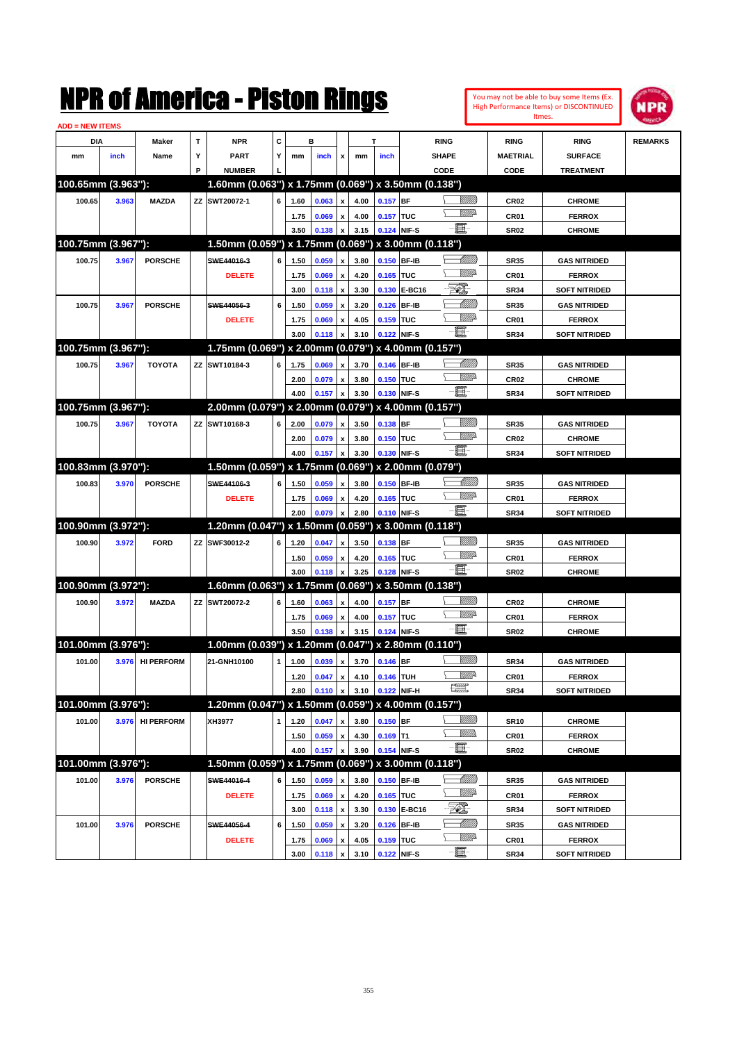# NPR of America - Piston Rings

You may not be able to buy some Items (Ex. High Performance Items) or DISCONTINUED Itmes.

ADD = NEW ITEMS

| DIA mm | DIA inch | Maker Name | TYP | NPR PART NUMBER | CYL | B mm | B inch | x | T mm | T inch | RING SHAPE CODE | RING MAETRIAL CODE | RING SURFACE TREATMENT | REMARKS |
|---|---|---|---|---|---|---|---|---|---|---|---|---|---|---|
| **100.65mm (3.963"):** | | | | **1.60mm (0.063") x 1.75mm (0.069") x 3.50mm (0.138")** | | | | | | | | | | |
| 100.65 | 3.963 | MAZDA | ZZ | SWT20072-1 | 6 | 1.60 | 0.063 | x | 4.00 | 0.157 | BF | CR02 | CHROME | |
| | | | | | | 1.75 | 0.069 | x | 4.00 | 0.157 | TUC | CR01 | FERROX | |
| | | | | | | 3.50 | 0.138 | x | 3.15 | 0.124 | NIF-S | SR02 | CHROME | |
| **100.75mm (3.967"):** | | | | **1.50mm (0.059") x 1.75mm (0.069") x 3.00mm (0.118")** | | | | | | | | | | |
| 100.75 | 3.967 | PORSCHE | | ~~SWE44016-3~~ | 6 | 1.50 | 0.059 | x | 3.80 | 0.150 | BF-IB | SR35 | GAS NITRIDED | |
| | | | | DELETE | | 1.75 | 0.069 | x | 4.20 | 0.165 | TUC | CR01 | FERROX | |
| | | | | | | 3.00 | 0.118 | x | 3.30 | 0.130 | E-BC16 | SR34 | SOFT NITRIDED | |
| 100.75 | 3.967 | PORSCHE | | ~~SWE44056-3~~ | 6 | 1.50 | 0.059 | x | 3.20 | 0.126 | BF-IB | SR35 | GAS NITRIDED | |
| | | | | DELETE | | 1.75 | 0.069 | x | 4.05 | 0.159 | TUC | CR01 | FERROX | |
| | | | | | | 3.00 | 0.118 | x | 3.10 | 0.122 | NIF-S | SR34 | SOFT NITRIDED | |
| **100.75mm (3.967"):** | | | | **1.75mm (0.069") x 2.00mm (0.079") x 4.00mm (0.157")** | | | | | | | | | | |
| 100.75 | 3.967 | TOYOTA | ZZ | SWT10184-3 | 6 | 1.75 | 0.069 | x | 3.70 | 0.146 | BF-IB | SR35 | GAS NITRIDED | |
| | | | | | | 2.00 | 0.079 | x | 3.80 | 0.150 | TUC | CR02 | CHROME | |
| | | | | | | 4.00 | 0.157 | x | 3.30 | 0.130 | NIF-S | SR34 | SOFT NITRIDED | |
| **100.75mm (3.967"):** | | | | **2.00mm (0.079") x 2.00mm (0.079") x 4.00mm (0.157")** | | | | | | | | | | |
| 100.75 | 3.967 | TOYOTA | ZZ | SWT10168-3 | 6 | 2.00 | 0.079 | x | 3.50 | 0.138 | BF | SR35 | GAS NITRIDED | |
| | | | | | | 2.00 | 0.079 | x | 3.80 | 0.150 | TUC | CR02 | CHROME | |
| | | | | | | 4.00 | 0.157 | x | 3.30 | 0.130 | NIF-S | SR34 | SOFT NITRIDED | |
| **100.83mm (3.970"):** | | | | **1.50mm (0.059") x 1.75mm (0.069") x 2.00mm (0.079")** | | | | | | | | | | |
| 100.83 | 3.970 | PORSCHE | | ~~SWE44106-3~~ | 6 | 1.50 | 0.059 | x | 3.80 | 0.150 | BF-IB | SR35 | GAS NITRIDED | |
| | | | | DELETE | | 1.75 | 0.069 | x | 4.20 | 0.165 | TUC | CR01 | FERROX | |
| | | | | | | 2.00 | 0.079 | x | 2.80 | 0.110 | NIF-S | SR34 | SOFT NITRIDED | |
| **100.90mm (3.972"):** | | | | **1.20mm (0.047") x 1.50mm (0.059") x 3.00mm (0.118")** | | | | | | | | | | |
| 100.90 | 3.972 | FORD | ZZ | SWF30012-2 | 6 | 1.20 | 0.047 | x | 3.50 | 0.138 | BF | SR35 | GAS NITRIDED | |
| | | | | | | 1.50 | 0.059 | x | 4.20 | 0.165 | TUC | CR01 | FERROX | |
| | | | | | | 3.00 | 0.118 | x | 3.25 | 0.128 | NIF-S | SR02 | CHROME | |
| **100.90mm (3.972"):** | | | | **1.60mm (0.063") x 1.75mm (0.069") x 3.50mm (0.138")** | | | | | | | | | | |
| 100.90 | 3.972 | MAZDA | ZZ | SWT20072-2 | 6 | 1.60 | 0.063 | x | 4.00 | 0.157 | BF | CR02 | CHROME | |
| | | | | | | 1.75 | 0.069 | x | 4.00 | 0.157 | TUC | CR01 | FERROX | |
| | | | | | | 3.50 | 0.138 | x | 3.15 | 0.124 | NIF-S | SR02 | CHROME | |
| **101.00mm (3.976"):** | | | | **1.00mm (0.039") x 1.20mm (0.047") x 2.80mm (0.110")** | | | | | | | | | | |
| 101.00 | 3.976 | HI PERFORM | | 21-GNH10100 | 1 | 1.00 | 0.039 | x | 3.70 | 0.146 | BF | SR34 | GAS NITRIDED | |
| | | | | | | 1.20 | 0.047 | x | 4.10 | 0.146 | TUH | CR01 | FERROX | |
| | | | | | | 2.80 | 0.110 | x | 3.10 | 0.122 | NIF-H | SR34 | SOFT NITRIDED | |
| **101.00mm (3.976"):** | | | | **1.20mm (0.047") x 1.50mm (0.059") x 4.00mm (0.157")** | | | | | | | | | | |
| 101.00 | 3.976 | HI PERFORM | | XH3977 | 1 | 1.20 | 0.047 | x | 3.80 | 0.150 | BF | SR10 | CHROME | |
| | | | | | | 1.50 | 0.059 | x | 4.30 | 0.169 | T1 | CR01 | FERROX | |
| | | | | | | 4.00 | 0.157 | x | 3.90 | 0.154 | NIF-S | SR02 | CHROME | |
| **101.00mm (3.976"):** | | | | **1.50mm (0.059") x 1.75mm (0.069") x 3.00mm (0.118")** | | | | | | | | | | |
| 101.00 | 3.976 | PORSCHE | | ~~SWE44016-4~~ | 6 | 1.50 | 0.059 | x | 3.80 | 0.150 | BF-IB | SR35 | GAS NITRIDED | |
| | | | | DELETE | | 1.75 | 0.069 | x | 4.20 | 0.165 | TUC | CR01 | FERROX | |
| | | | | | | 3.00 | 0.118 | x | 3.30 | 0.130 | E-BC16 | SR34 | SOFT NITRIDED | |
| 101.00 | 3.976 | PORSCHE | | ~~SWE44056-4~~ | 6 | 1.50 | 0.059 | x | 3.20 | 0.126 | BF-IB | SR35 | GAS NITRIDED | |
| | | | | DELETE | | 1.75 | 0.069 | x | 4.05 | 0.159 | TUC | CR01 | FERROX | |
| | | | | | | 3.00 | 0.118 | x | 3.10 | 0.122 | NIF-S | SR34 | SOFT NITRIDED | |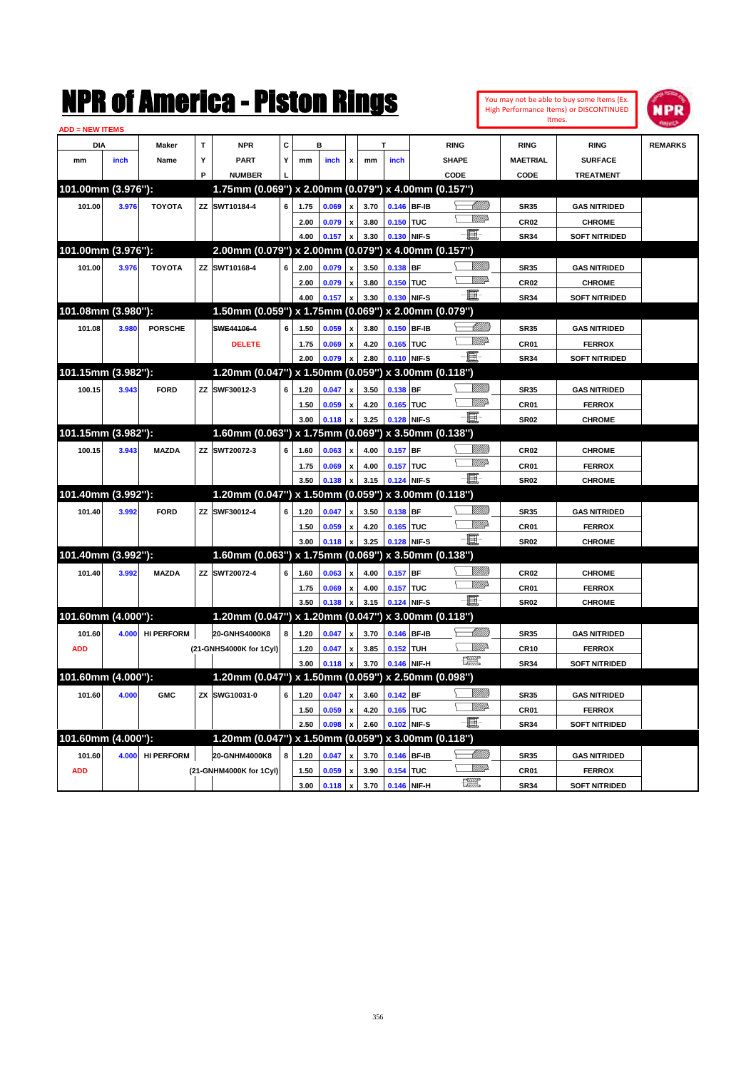# NPR of America - Piston Rings

You may not be able to buy some Items (Ex. High Performance Items) or DISCONTINUED Itmes.

ADD = NEW ITEMS

| DIA mm | DIA inch | Maker Name | TYP | NPR PART NUMBER | CYL | B mm | B inch | x | T mm | T inch | RING SHAPE CODE | RING MAETRIAL CODE | RING SURFACE TREATMENT | REMARKS |
|---|---|---|---|---|---|---|---|---|---|---|---|---|---|---|
| **101.00mm (3.976"):** | | | | **1.75mm (0.069") x 2.00mm (0.079") x 4.00mm (0.157")** | | | | | | | | | | |
| 101.00 | 3.976 | TOYOTA | ZZ | SWT10184-4 | 6 | 1.75 | 0.069 | x | 3.70 | 0.146 | BF-IB | SR35 | GAS NITRIDED | |
| | | | | | | 2.00 | 0.079 | x | 3.80 | 0.150 | TUC | CR02 | CHROME | |
| | | | | | | 4.00 | 0.157 | x | 3.30 | 0.130 | NIF-S | SR34 | SOFT NITRIDED | |
| **101.00mm (3.976"):** | | | | **2.00mm (0.079") x 2.00mm (0.079") x 4.00mm (0.157")** | | | | | | | | | | |
| 101.00 | 3.976 | TOYOTA | ZZ | SWT10168-4 | 6 | 2.00 | 0.079 | x | 3.50 | 0.138 | BF | SR35 | GAS NITRIDED | |
| | | | | | | 2.00 | 0.079 | x | 3.80 | 0.150 | TUC | CR02 | CHROME | |
| | | | | | | 4.00 | 0.157 | x | 3.30 | 0.130 | NIF-S | SR34 | SOFT NITRIDED | |
| **101.08mm (3.980"):** | | | | **1.50mm (0.059") x 1.75mm (0.069") x 2.00mm (0.079")** | | | | | | | | | | |
| 101.08 | 3.980 | PORSCHE | | ~~SWE44106-4~~ | 6 | 1.50 | 0.059 | x | 3.80 | 0.150 | BF-IB | SR35 | GAS NITRIDED | |
| | | | | DELETE | | 1.75 | 0.069 | x | 4.20 | 0.165 | TUC | CR01 | FERROX | |
| | | | | | | 2.00 | 0.079 | x | 2.80 | 0.110 | NIF-S | SR34 | SOFT NITRIDED | |
| **101.15mm (3.982"):** | | | | **1.20mm (0.047") x 1.50mm (0.059") x 3.00mm (0.118")** | | | | | | | | | | |
| 100.15 | 3.943 | FORD | ZZ | SWF30012-3 | 6 | 1.20 | 0.047 | x | 3.50 | 0.138 | BF | SR35 | GAS NITRIDED | |
| | | | | | | 1.50 | 0.059 | x | 4.20 | 0.165 | TUC | CR01 | FERROX | |
| | | | | | | 3.00 | 0.118 | x | 3.25 | 0.128 | NIF-S | SR02 | CHROME | |
| **101.15mm (3.982"):** | | | | **1.60mm (0.063") x 1.75mm (0.069") x 3.50mm (0.138")** | | | | | | | | | | |
| 100.15 | 3.943 | MAZDA | ZZ | SWT20072-3 | 6 | 1.60 | 0.063 | x | 4.00 | 0.157 | BF | CR02 | CHROME | |
| | | | | | | 1.75 | 0.069 | x | 4.00 | 0.157 | TUC | CR01 | FERROX | |
| | | | | | | 3.50 | 0.138 | x | 3.15 | 0.124 | NIF-S | SR02 | CHROME | |
| **101.40mm (3.992"):** | | | | **1.20mm (0.047") x 1.50mm (0.059") x 3.00mm (0.118")** | | | | | | | | | | |
| 101.40 | 3.992 | FORD | ZZ | SWF30012-4 | 6 | 1.20 | 0.047 | x | 3.50 | 0.138 | BF | SR35 | GAS NITRIDED | |
| | | | | | | 1.50 | 0.059 | x | 4.20 | 0.165 | TUC | CR01 | FERROX | |
| | | | | | | 3.00 | 0.118 | x | 3.25 | 0.128 | NIF-S | SR02 | CHROME | |
| **101.40mm (3.992"):** | | | | **1.60mm (0.063") x 1.75mm (0.069") x 3.50mm (0.138")** | | | | | | | | | | |
| 101.40 | 3.992 | MAZDA | ZZ | SWT20072-4 | 6 | 1.60 | 0.063 | x | 4.00 | 0.157 | BF | CR02 | CHROME | |
| | | | | | | 1.75 | 0.069 | x | 4.00 | 0.157 | TUC | CR01 | FERROX | |
| | | | | | | 3.50 | 0.138 | x | 3.15 | 0.124 | NIF-S | SR02 | CHROME | |
| **101.60mm (4.000"):** | | | | **1.20mm (0.047") x 1.20mm (0.047") x 3.00mm (0.118")** | | | | | | | | | | |
| 101.60 | 4.000 | HI PERFORM | | 20-GNHS4000K8 | 8 | 1.20 | 0.047 | x | 3.70 | 0.146 | BF-IB | SR35 | GAS NITRIDED | |
| ADD | | | | (21-GNHS4000K for 1Cyl) | | 1.20 | 0.047 | x | 3.85 | 0.152 | TUH | CR10 | FERROX | |
| | | | | | | 3.00 | 0.118 | x | 3.70 | 0.146 | NIF-H | SR34 | SOFT NITRIDED | |
| **101.60mm (4.000"):** | | | | **1.20mm (0.047") x 1.50mm (0.059") x 2.50mm (0.098")** | | | | | | | | | | |
| 101.60 | 4.000 | GMC | ZX | SWG10031-0 | 6 | 1.20 | 0.047 | x | 3.60 | 0.142 | BF | SR35 | GAS NITRIDED | |
| | | | | | | 1.50 | 0.059 | x | 4.20 | 0.165 | TUC | CR01 | FERROX | |
| | | | | | | 2.50 | 0.098 | x | 2.60 | 0.102 | NIF-S | SR34 | SOFT NITRIDED | |
| **101.60mm (4.000"):** | | | | **1.20mm (0.047") x 1.50mm (0.059") x 3.00mm (0.118")** | | | | | | | | | | |
| 101.60 | 4.000 | HI PERFORM | | 20-GNHM4000K8 | 8 | 1.20 | 0.047 | x | 3.70 | 0.146 | BF-IB | SR35 | GAS NITRIDED | |
| ADD | | | | (21-GNHM4000K for 1Cyl) | | 1.50 | 0.059 | x | 3.90 | 0.154 | TUC | CR01 | FERROX | |
| | | | | | | 3.00 | 0.118 | x | 3.70 | 0.146 | NIF-H | SR34 | SOFT NITRIDED | |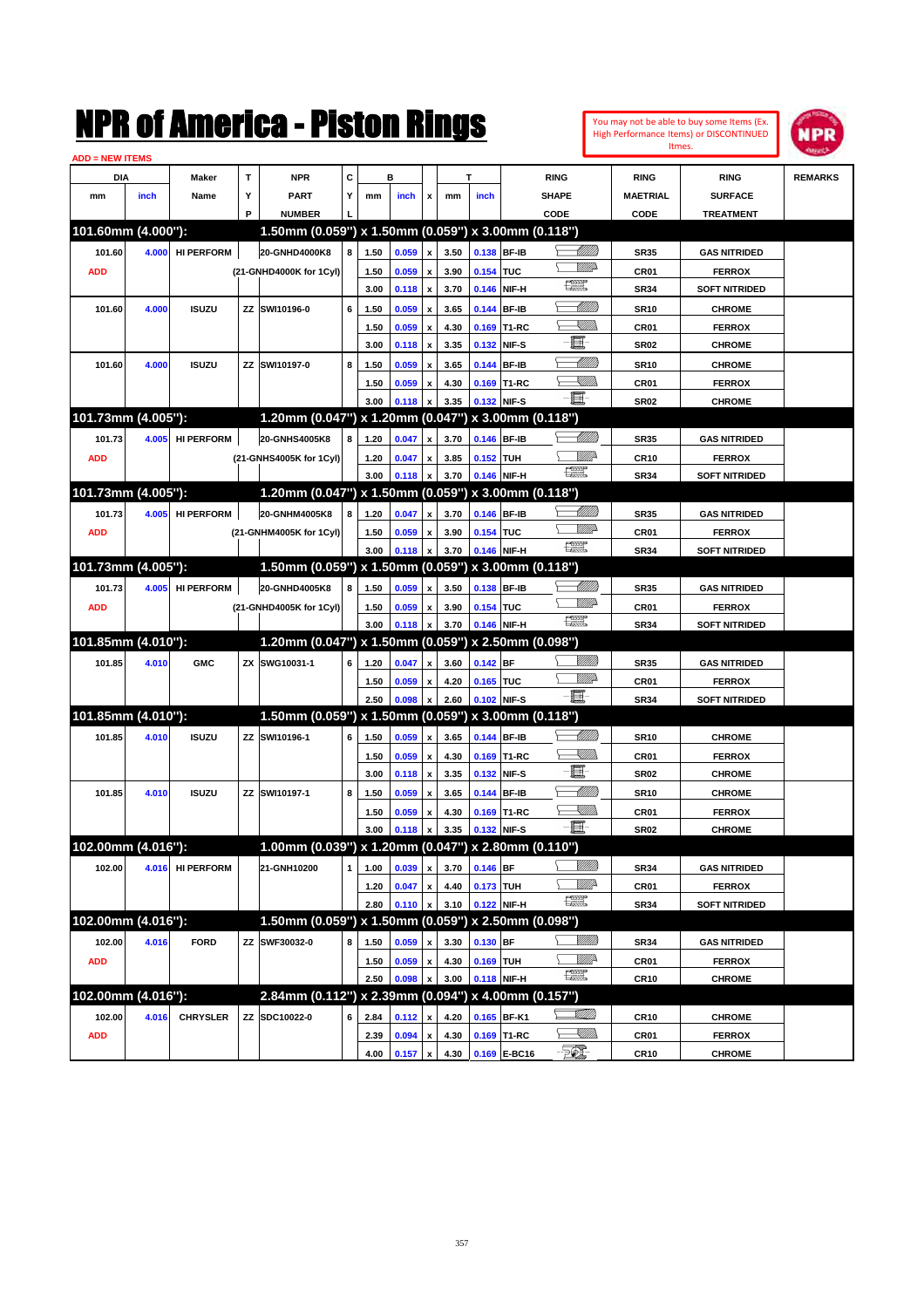# NPR of America - Piston Rings

You may not be able to buy some Items (Ex. High Performance Items) or DISCONTINUED Itmes.

ADD = NEW ITEMS

| DIA mm | DIA inch | Maker Name | TYP | NPR PART NUMBER | CYL | B mm | B inch | x | T mm | T inch | RING SHAPE CODE | RING MAETRIAL CODE | RING SURFACE TREATMENT | REMARKS |
|---|---|---|---|---|---|---|---|---|---|---|---|---|---|---|
| **101.60mm (4.000"):** | | | | **1.50mm (0.059") x 1.50mm (0.059") x 3.00mm (0.118")** | | | | | | | | | | |
| 101.60 | 4.000 | HI PERFORM | | 20-GNHD4000K8 | 8 | 1.50 | 0.059 | x | 3.50 | 0.138 | BF-IB | SR35 | GAS NITRIDED | |
| ADD | | | | (21-GNHD4000K for 1Cyl) | | 1.50 | 0.059 | x | 3.90 | 0.154 | TUC | CR01 | FERROX | |
| | | | | | | 3.00 | 0.118 | x | 3.70 | 0.146 | NIF-H | SR34 | SOFT NITRIDED | |
| 101.60 | 4.000 | ISUZU | ZZ | SWI10196-0 | 6 | 1.50 | 0.059 | x | 3.65 | 0.144 | BF-IB | SR10 | CHROME | |
| | | | | | | 1.50 | 0.059 | x | 4.30 | 0.169 | T1-RC | CR01 | FERROX | |
| | | | | | | 3.00 | 0.118 | x | 3.35 | 0.132 | NIF-S | SR02 | CHROME | |
| 101.60 | 4.000 | ISUZU | ZZ | SWI10197-0 | 8 | 1.50 | 0.059 | x | 3.65 | 0.144 | BF-IB | SR10 | CHROME | |
| | | | | | | 1.50 | 0.059 | x | 4.30 | 0.169 | T1-RC | CR01 | FERROX | |
| | | | | | | 3.00 | 0.118 | x | 3.35 | 0.132 | NIF-S | SR02 | CHROME | |
| **101.73mm (4.005"):** | | | | **1.20mm (0.047") x 1.20mm (0.047") x 3.00mm (0.118")** | | | | | | | | | | |
| 101.73 | 4.005 | HI PERFORM | | 20-GNHS4005K8 | 8 | 1.20 | 0.047 | x | 3.70 | 0.146 | BF-IB | SR35 | GAS NITRIDED | |
| ADD | | | | (21-GNHS4005K for 1Cyl) | | 1.20 | 0.047 | x | 3.85 | 0.152 | TUH | CR10 | FERROX | |
| | | | | | | 3.00 | 0.118 | x | 3.70 | 0.146 | NIF-H | SR34 | SOFT NITRIDED | |
| **101.73mm (4.005"):** | | | | **1.20mm (0.047") x 1.50mm (0.059") x 3.00mm (0.118")** | | | | | | | | | | |
| 101.73 | 4.005 | HI PERFORM | | 20-GNHM4005K8 | 8 | 1.20 | 0.047 | x | 3.70 | 0.146 | BF-IB | SR35 | GAS NITRIDED | |
| ADD | | | | (21-GNHM4005K for 1Cyl) | | 1.50 | 0.059 | x | 3.90 | 0.154 | TUC | CR01 | FERROX | |
| | | | | | | 3.00 | 0.118 | x | 3.70 | 0.146 | NIF-H | SR34 | SOFT NITRIDED | |
| **101.73mm (4.005"):** | | | | **1.50mm (0.059") x 1.50mm (0.059") x 3.00mm (0.118")** | | | | | | | | | | |
| 101.73 | 4.005 | HI PERFORM | | 20-GNHD4005K8 | 8 | 1.50 | 0.059 | x | 3.50 | 0.138 | BF-IB | SR35 | GAS NITRIDED | |
| ADD | | | | (21-GNHD4005K for 1Cyl) | | 1.50 | 0.059 | x | 3.90 | 0.154 | TUC | CR01 | FERROX | |
| | | | | | | 3.00 | 0.118 | x | 3.70 | 0.146 | NIF-H | SR34 | SOFT NITRIDED | |
| **101.85mm (4.010"):** | | | | **1.20mm (0.047") x 1.50mm (0.059") x 2.50mm (0.098")** | | | | | | | | | | |
| 101.85 | 4.010 | GMC | ZX | SWG10031-1 | 6 | 1.20 | 0.047 | x | 3.60 | 0.142 | BF | SR35 | GAS NITRIDED | |
| | | | | | | 1.50 | 0.059 | x | 4.20 | 0.165 | TUC | CR01 | FERROX | |
| | | | | | | 2.50 | 0.098 | x | 2.60 | 0.102 | NIF-S | SR34 | SOFT NITRIDED | |
| **101.85mm (4.010"):** | | | | **1.50mm (0.059") x 1.50mm (0.059") x 3.00mm (0.118")** | | | | | | | | | | |
| 101.85 | 4.010 | ISUZU | ZZ | SWI10196-1 | 6 | 1.50 | 0.059 | x | 3.65 | 0.144 | BF-IB | SR10 | CHROME | |
| | | | | | | 1.50 | 0.059 | x | 4.30 | 0.169 | T1-RC | CR01 | FERROX | |
| | | | | | | 3.00 | 0.118 | x | 3.35 | 0.132 | NIF-S | SR02 | CHROME | |
| 101.85 | 4.010 | ISUZU | ZZ | SWI10197-1 | 8 | 1.50 | 0.059 | x | 3.65 | 0.144 | BF-IB | SR10 | CHROME | |
| | | | | | | 1.50 | 0.059 | x | 4.30 | 0.169 | T1-RC | CR01 | FERROX | |
| | | | | | | 3.00 | 0.118 | x | 3.35 | 0.132 | NIF-S | SR02 | CHROME | |
| **102.00mm (4.016"):** | | | | **1.00mm (0.039") x 1.20mm (0.047") x 2.80mm (0.110")** | | | | | | | | | | |
| 102.00 | 4.016 | HI PERFORM | | 21-GNH10200 | 1 | 1.00 | 0.039 | x | 3.70 | 0.146 | BF | SR34 | GAS NITRIDED | |
| | | | | | | 1.20 | 0.047 | x | 4.40 | 0.173 | TUH | CR01 | FERROX | |
| | | | | | | 2.80 | 0.110 | x | 3.10 | 0.122 | NIF-H | SR34 | SOFT NITRIDED | |
| **102.00mm (4.016"):** | | | | **1.50mm (0.059") x 1.50mm (0.059") x 2.50mm (0.098")** | | | | | | | | | | |
| 102.00 | 4.016 | FORD | ZZ | SWF30032-0 | 8 | 1.50 | 0.059 | x | 3.30 | 0.130 | BF | SR34 | GAS NITRIDED | |
| ADD | | | | | | 1.50 | 0.059 | x | 4.30 | 0.169 | TUH | CR01 | FERROX | |
| | | | | | | 2.50 | 0.098 | x | 3.00 | 0.118 | NIF-H | CR10 | CHROME | |
| **102.00mm (4.016"):** | | | | **2.84mm (0.112") x 2.39mm (0.094") x 4.00mm (0.157")** | | | | | | | | | | |
| 102.00 | 4.016 | CHRYSLER | ZZ | SDC10022-0 | 6 | 2.84 | 0.112 | x | 4.20 | 0.165 | BF-K1 | CR10 | CHROME | |
| ADD | | | | | | 2.39 | 0.094 | x | 4.30 | 0.169 | T1-RC | CR01 | FERROX | |
| | | | | | | 4.00 | 0.157 | x | 4.30 | 0.169 | E-BC16 | CR10 | CHROME | |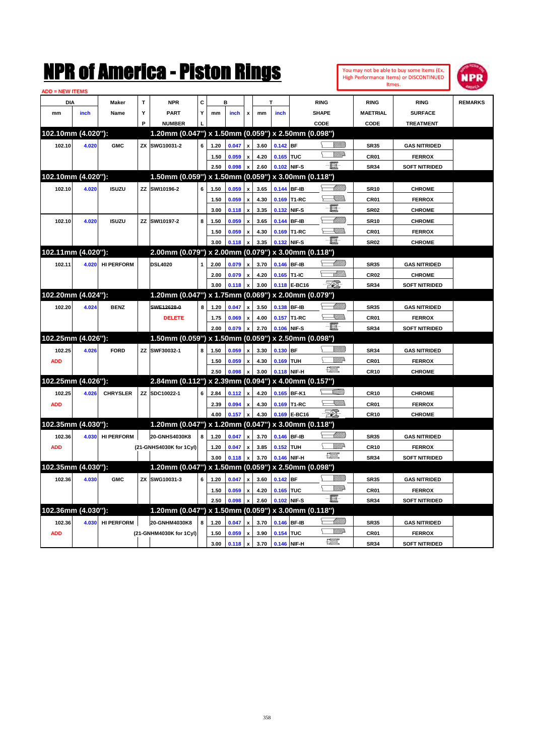# NPR of America - Piston Rings

You may not be able to buy some Items (Ex. High Performance Items) or DISCONTINUED Itmes.

ADD = NEW ITEMS

| DIA mm | DIA inch | Maker Name | TYP | NPR PART NUMBER | CYL | B mm | B inch | x | T mm | T inch | RING SHAPE CODE | RING MAETRIAL CODE | RING SURFACE TREATMENT | REMARKS |
|---|---|---|---|---|---|---|---|---|---|---|---|---|---|---|
| **102.10mm (4.020"):** | | | | **1.20mm (0.047") x 1.50mm (0.059") x 2.50mm (0.098")** | | | | | | | | | | |
| 102.10 | 4.020 | GMC | ZX | SWG10031-2 | 6 | 1.20 | 0.047 | x | 3.60 | 0.142 | BF | SR35 | GAS NITRIDED | |
| | | | | | | 1.50 | 0.059 | x | 4.20 | 0.165 | TUC | CR01 | FERROX | |
| | | | | | | 2.50 | 0.098 | x | 2.60 | 0.102 | NIF-S | SR34 | SOFT NITRIDED | |
| **102.10mm (4.020"):** | | | | **1.50mm (0.059") x 1.50mm (0.059") x 3.00mm (0.118")** | | | | | | | | | | |
| 102.10 | 4.020 | ISUZU | ZZ | SWI10196-2 | 6 | 1.50 | 0.059 | x | 3.65 | 0.144 | BF-IB | SR10 | CHROME | |
| | | | | | | 1.50 | 0.059 | x | 4.30 | 0.169 | T1-RC | CR01 | FERROX | |
| | | | | | | 3.00 | 0.118 | x | 3.35 | 0.132 | NIF-S | SR02 | CHROME | |
| 102.10 | 4.020 | ISUZU | ZZ | SWI10197-2 | 8 | 1.50 | 0.059 | x | 3.65 | 0.144 | BF-IB | SR10 | CHROME | |
| | | | | | | 1.50 | 0.059 | x | 4.30 | 0.169 | T1-RC | CR01 | FERROX | |
| | | | | | | 3.00 | 0.118 | x | 3.35 | 0.132 | NIF-S | SR02 | CHROME | |
| **102.11mm (4.020"):** | | | | **2.00mm (0.079") x 2.00mm (0.079") x 3.00mm (0.118")** | | | | | | | | | | |
| 102.11 | 4.020 | HI PERFORM | | DSL4020 | 1 | 2.00 | 0.079 | x | 3.70 | 0.146 | BF-IB | SR35 | GAS NITRIDED | |
| | | | | | | 2.00 | 0.079 | x | 4.20 | 0.165 | T1-IC | CR02 | CHROME | |
| | | | | | | 3.00 | 0.118 | x | 3.00 | 0.118 | E-BC16 | SR34 | SOFT NITRIDED | |
| **102.20mm (4.024"):** | | | | **1.20mm (0.047") x 1.75mm (0.069") x 2.00mm (0.079")** | | | | | | | | | | |
| 102.20 | 4.024 | BENZ | | ~~SWE12628-0~~ | 8 | 1.20 | 0.047 | x | 3.50 | 0.138 | BF-IB | SR35 | GAS NITRIDED | |
| | | | | DELETE | | 1.75 | 0.069 | x | 4.00 | 0.157 | T1-RC | CR01 | FERROX | |
| | | | | | | 2.00 | 0.079 | x | 2.70 | 0.106 | NIF-S | SR34 | SOFT NITRIDED | |
| **102.25mm (4.026"):** | | | | **1.50mm (0.059") x 1.50mm (0.059") x 2.50mm (0.098")** | | | | | | | | | | |
| 102.25 | 4.026 | FORD | ZZ | SWF30032-1 | 8 | 1.50 | 0.059 | x | 3.30 | 0.130 | BF | SR34 | GAS NITRIDED | |
| ADD | | | | | | 1.50 | 0.059 | x | 4.30 | 0.169 | TUH | CR01 | FERROX | |
| | | | | | | 2.50 | 0.098 | x | 3.00 | 0.118 | NIF-H | CR10 | CHROME | |
| **102.25mm (4.026"):** | | | | **2.84mm (0.112") x 2.39mm (0.094") x 4.00mm (0.157")** | | | | | | | | | | |
| 102.25 | 4.026 | CHRYSLER | ZZ | SDC10022-1 | 6 | 2.84 | 0.112 | x | 4.20 | 0.165 | BF-K1 | CR10 | CHROME | |
| ADD | | | | | | 2.39 | 0.094 | x | 4.30 | 0.169 | T1-RC | CR01 | FERROX | |
| | | | | | | 4.00 | 0.157 | x | 4.30 | 0.169 | E-BC16 | CR10 | CHROME | |
| **102.35mm (4.030"):** | | | | **1.20mm (0.047") x 1.20mm (0.047") x 3.00mm (0.118")** | | | | | | | | | | |
| 102.36 | 4.030 | HI PERFORM | | 20-GNHS4030K8 | 8 | 1.20 | 0.047 | x | 3.70 | 0.146 | BF-IB | SR35 | GAS NITRIDED | |
| ADD | | | | (21-GNHS4030K for 1Cyl) | | 1.20 | 0.047 | x | 3.85 | 0.152 | TUH | CR10 | FERROX | |
| | | | | | | 3.00 | 0.118 | x | 3.70 | 0.146 | NIF-H | SR34 | SOFT NITRIDED | |
| **102.35mm (4.030"):** | | | | **1.20mm (0.047") x 1.50mm (0.059") x 2.50mm (0.098")** | | | | | | | | | | |
| 102.36 | 4.030 | GMC | ZX | SWG10031-3 | 6 | 1.20 | 0.047 | x | 3.60 | 0.142 | BF | SR35 | GAS NITRIDED | |
| | | | | | | 1.50 | 0.059 | x | 4.20 | 0.165 | TUC | CR01 | FERROX | |
| | | | | | | 2.50 | 0.098 | x | 2.60 | 0.102 | NIF-S | SR34 | SOFT NITRIDED | |
| **102.36mm (4.030"):** | | | | **1.20mm (0.047") x 1.50mm (0.059") x 3.00mm (0.118")** | | | | | | | | | | |
| 102.36 | 4.030 | HI PERFORM | | 20-GNHM4030K8 | 8 | 1.20 | 0.047 | x | 3.70 | 0.146 | BF-IB | SR35 | GAS NITRIDED | |
| ADD | | | | (21-GNHM4030K for 1Cyl) | | 1.50 | 0.059 | x | 3.90 | 0.154 | TUC | CR01 | FERROX | |
| | | | | | | 3.00 | 0.118 | x | 3.70 | 0.146 | NIF-H | SR34 | SOFT NITRIDED | |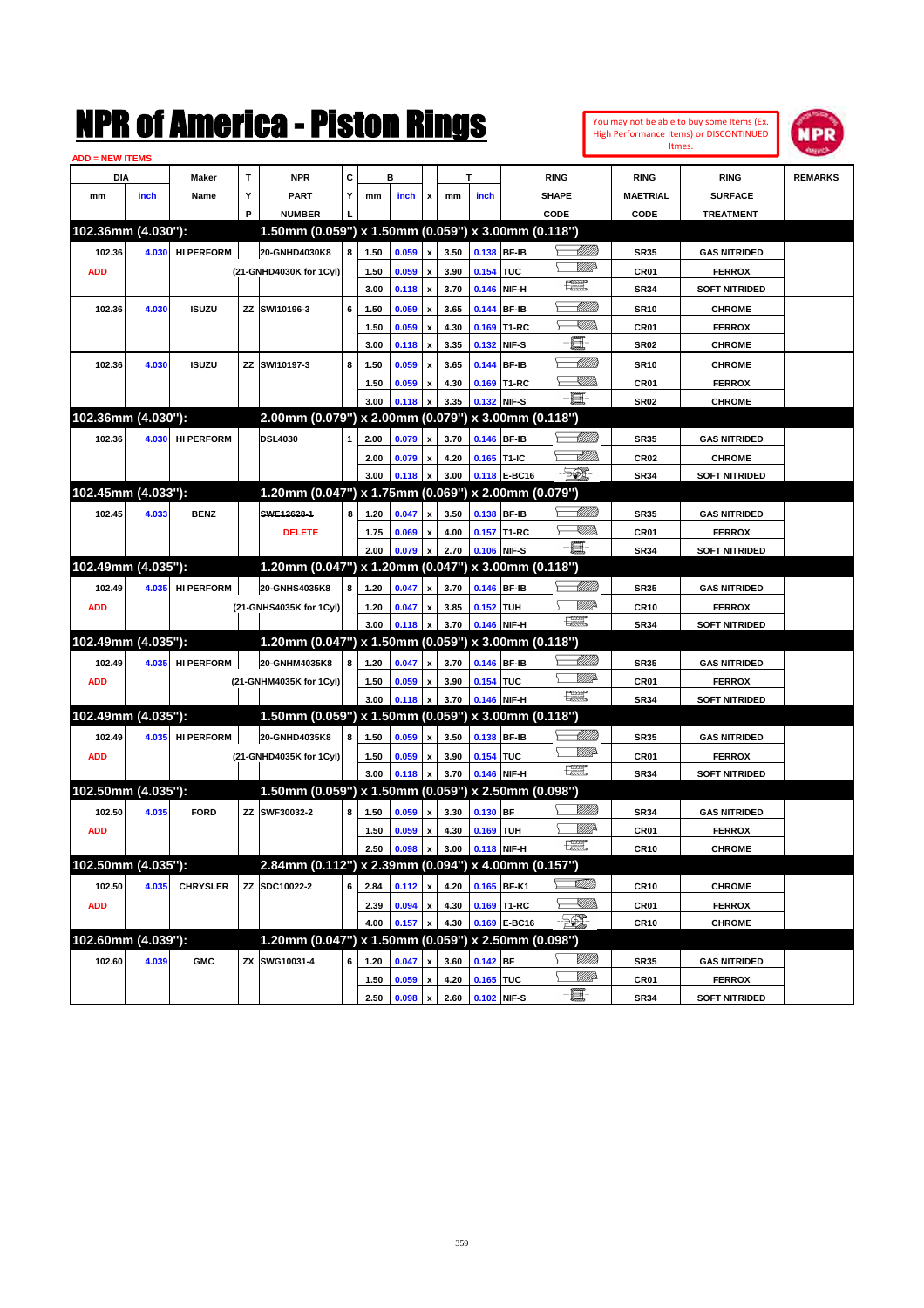# NPR of America - Piston Rings

You may not be able to buy some Items (Ex. High Performance Items) or DISCONTINUED Itmes.

ADD = NEW ITEMS

| DIA mm | DIA inch | Maker Name | TYP | NPR PART NUMBER | CYL | B mm | B inch | x | T mm | T inch | RING SHAPE CODE | RING MAETRIAL CODE | RING SURFACE TREATMENT | REMARKS |
|---|---|---|---|---|---|---|---|---|---|---|---|---|---|---|
| **102.36mm (4.030"):** | | | | **1.50mm (0.059") x 1.50mm (0.059") x 3.00mm (0.118")** | | | | | | | | | | |
| 102.36 | 4.030 | HI PERFORM | | 20-GNHD4030K8 | 8 | 1.50 | 0.059 | x | 3.50 | 0.138 | BF-IB | SR35 | GAS NITRIDED | |
| ADD | | | | (21-GNHD4030K for 1Cyl) | | 1.50 | 0.059 | x | 3.90 | 0.154 | TUC | CR01 | FERROX | |
| | | | | | | 3.00 | 0.118 | x | 3.70 | 0.146 | NIF-H | SR34 | SOFT NITRIDED | |
| 102.36 | 4.030 | ISUZU | ZZ | SWI10196-3 | 6 | 1.50 | 0.059 | x | 3.65 | 0.144 | BF-IB | SR10 | CHROME | |
| | | | | | | 1.50 | 0.059 | x | 4.30 | 0.169 | T1-RC | CR01 | FERROX | |
| | | | | | | 3.00 | 0.118 | x | 3.35 | 0.132 | NIF-S | SR02 | CHROME | |
| 102.36 | 4.030 | ISUZU | ZZ | SWI10197-3 | 8 | 1.50 | 0.059 | x | 3.65 | 0.144 | BF-IB | SR10 | CHROME | |
| | | | | | | 1.50 | 0.059 | x | 4.30 | 0.169 | T1-RC | CR01 | FERROX | |
| | | | | | | 3.00 | 0.118 | x | 3.35 | 0.132 | NIF-S | SR02 | CHROME | |
| **102.36mm (4.030"):** | | | | **2.00mm (0.079") x 2.00mm (0.079") x 3.00mm (0.118")** | | | | | | | | | | |
| 102.36 | 4.030 | HI PERFORM | | DSL4030 | 1 | 2.00 | 0.079 | x | 3.70 | 0.146 | BF-IB | SR35 | GAS NITRIDED | |
| | | | | | | 2.00 | 0.079 | x | 4.20 | 0.165 | T1-IC | CR02 | CHROME | |
| | | | | | | 3.00 | 0.118 | x | 3.00 | 0.118 | E-BC16 | SR34 | SOFT NITRIDED | |
| **102.45mm (4.033"):** | | | | **1.20mm (0.047") x 1.75mm (0.069") x 2.00mm (0.079")** | | | | | | | | | | |
| 102.45 | 4.033 | BENZ | | ~~SWE12628-1~~ | 8 | 1.20 | 0.047 | x | 3.50 | 0.138 | BF-IB | SR35 | GAS NITRIDED | |
| | | | | DELETE | | 1.75 | 0.069 | x | 4.00 | 0.157 | T1-RC | CR01 | FERROX | |
| | | | | | | 2.00 | 0.079 | x | 2.70 | 0.106 | NIF-S | SR34 | SOFT NITRIDED | |
| **102.49mm (4.035"):** | | | | **1.20mm (0.047") x 1.20mm (0.047") x 3.00mm (0.118")** | | | | | | | | | | |
| 102.49 | 4.035 | HI PERFORM | | 20-GNHS4035K8 | 8 | 1.20 | 0.047 | x | 3.70 | 0.146 | BF-IB | SR35 | GAS NITRIDED | |
| ADD | | | | (21-GNHS4035K for 1Cyl) | | 1.20 | 0.047 | x | 3.85 | 0.152 | TUH | CR10 | FERROX | |
| | | | | | | 3.00 | 0.118 | x | 3.70 | 0.146 | NIF-H | SR34 | SOFT NITRIDED | |
| **102.49mm (4.035"):** | | | | **1.20mm (0.047") x 1.50mm (0.059") x 3.00mm (0.118")** | | | | | | | | | | |
| 102.49 | 4.035 | HI PERFORM | | 20-GNHM4035K8 | 8 | 1.20 | 0.047 | x | 3.70 | 0.146 | BF-IB | SR35 | GAS NITRIDED | |
| ADD | | | | (21-GNHM4035K for 1Cyl) | | 1.50 | 0.059 | x | 3.90 | 0.154 | TUC | CR01 | FERROX | |
| | | | | | | 3.00 | 0.118 | x | 3.70 | 0.146 | NIF-H | SR34 | SOFT NITRIDED | |
| **102.49mm (4.035"):** | | | | **1.50mm (0.059") x 1.50mm (0.059") x 3.00mm (0.118")** | | | | | | | | | | |
| 102.49 | 4.035 | HI PERFORM | | 20-GNHD4035K8 | 8 | 1.50 | 0.059 | x | 3.50 | 0.138 | BF-IB | SR35 | GAS NITRIDED | |
| ADD | | | | (21-GNHD4035K for 1Cyl) | | 1.50 | 0.059 | x | 3.90 | 0.154 | TUC | CR01 | FERROX | |
| | | | | | | 3.00 | 0.118 | x | 3.70 | 0.146 | NIF-H | SR34 | SOFT NITRIDED | |
| **102.50mm (4.035"):** | | | | **1.50mm (0.059") x 1.50mm (0.059") x 2.50mm (0.098")** | | | | | | | | | | |
| 102.50 | 4.035 | FORD | ZZ | SWF30032-2 | 8 | 1.50 | 0.059 | x | 3.30 | 0.130 | BF | SR34 | GAS NITRIDED | |
| ADD | | | | | | 1.50 | 0.059 | x | 4.30 | 0.169 | TUH | CR01 | FERROX | |
| | | | | | | 2.50 | 0.098 | x | 3.00 | 0.118 | NIF-H | CR10 | CHROME | |
| **102.50mm (4.035"):** | | | | **2.84mm (0.112") x 2.39mm (0.094") x 4.00mm (0.157")** | | | | | | | | | | |
| 102.50 | 4.035 | CHRYSLER | ZZ | SDC10022-2 | 6 | 2.84 | 0.112 | x | 4.20 | 0.165 | BF-K1 | CR10 | CHROME | |
| ADD | | | | | | 2.39 | 0.094 | x | 4.30 | 0.169 | T1-RC | CR01 | FERROX | |
| | | | | | | 4.00 | 0.157 | x | 4.30 | 0.169 | E-BC16 | CR10 | CHROME | |
| **102.60mm (4.039"):** | | | | **1.20mm (0.047") x 1.50mm (0.059") x 2.50mm (0.098")** | | | | | | | | | | |
| 102.60 | 4.039 | GMC | ZX | SWG10031-4 | 6 | 1.20 | 0.047 | x | 3.60 | 0.142 | BF | SR35 | GAS NITRIDED | |
| | | | | | | 1.50 | 0.059 | x | 4.20 | 0.165 | TUC | CR01 | FERROX | |
| | | | | | | 2.50 | 0.098 | x | 2.60 | 0.102 | NIF-S | SR34 | SOFT NITRIDED | |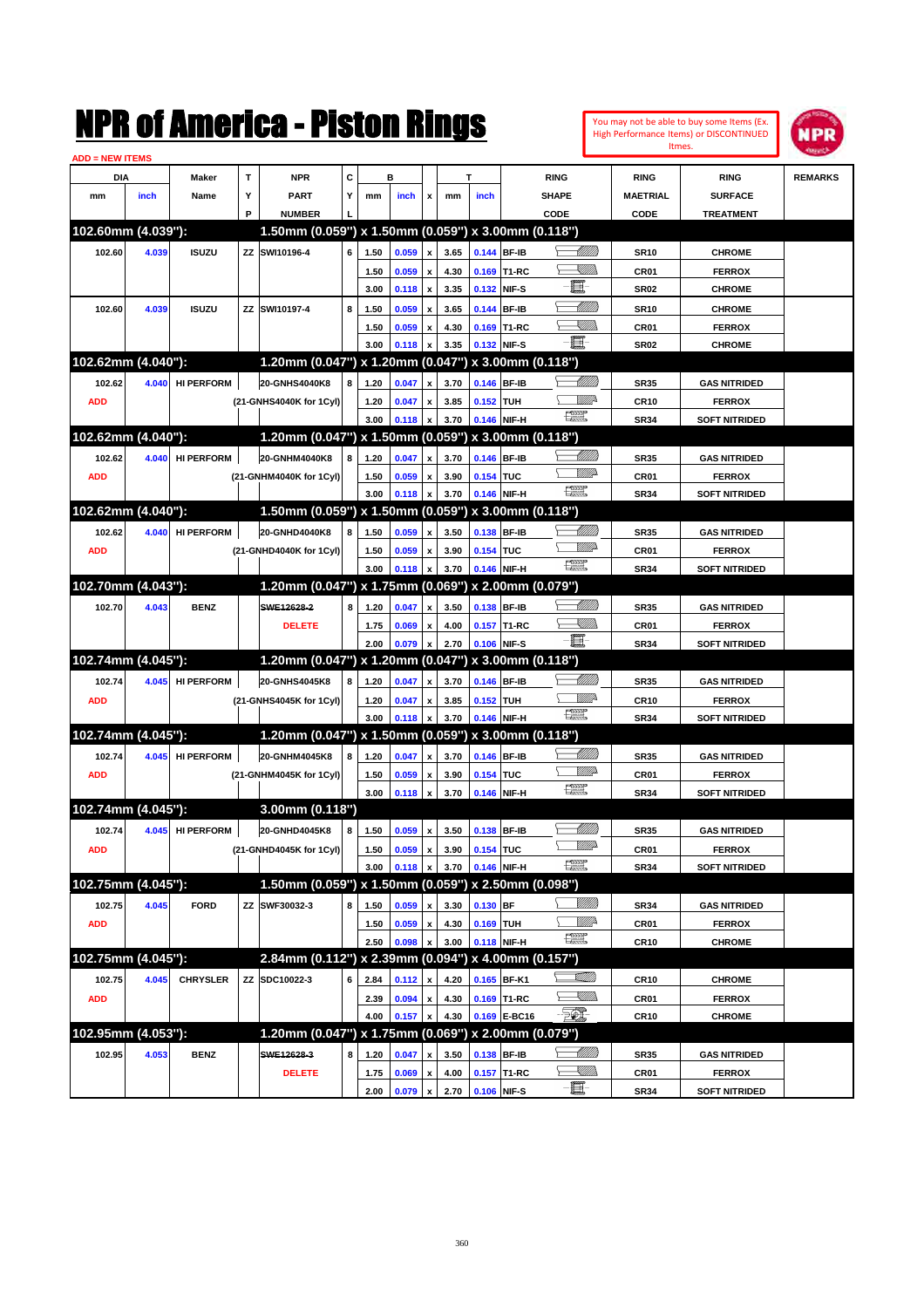# NPR of America - Piston Rings

You may not be able to buy some Items (Ex. High Performance Items) or DISCONTINUED Itmes.

ADD = NEW ITEMS

| DIA mm | DIA inch | Maker Name | TYP | NPR PART NUMBER | CYL | B mm | B inch | x | T mm | T inch | RING SHAPE CODE | RING MAETRIAL CODE | RING SURFACE TREATMENT | REMARKS |
|---|---|---|---|---|---|---|---|---|---|---|---|---|---|---|
| **102.60mm (4.039"):** | | | | **1.50mm (0.059") x 1.50mm (0.059") x 3.00mm (0.118")** | | | | | | | | | | |
| 102.60 | 4.039 | ISUZU | ZZ | SWI10196-4 | 6 | 1.50 | 0.059 | x | 3.65 | 0.144 | BF-IB | SR10 | CHROME | |
| | | | | | | 1.50 | 0.059 | x | 4.30 | 0.169 | T1-RC | CR01 | FERROX | |
| | | | | | | 3.00 | 0.118 | x | 3.35 | 0.132 | NIF-S | SR02 | CHROME | |
| 102.60 | 4.039 | ISUZU | ZZ | SWI10197-4 | 8 | 1.50 | 0.059 | x | 3.65 | 0.144 | BF-IB | SR10 | CHROME | |
| | | | | | | 1.50 | 0.059 | x | 4.30 | 0.169 | T1-RC | CR01 | FERROX | |
| | | | | | | 3.00 | 0.118 | x | 3.35 | 0.132 | NIF-S | SR02 | CHROME | |
| **102.62mm (4.040"):** | | | | **1.20mm (0.047") x 1.20mm (0.047") x 3.00mm (0.118")** | | | | | | | | | | |
| 102.62 | 4.040 | HI PERFORM | | 20-GNHS4040K8 | 8 | 1.20 | 0.047 | x | 3.70 | 0.146 | BF-IB | SR35 | GAS NITRIDED | |
| ADD | | | | (21-GNHS4040K for 1Cyl) | | 1.20 | 0.047 | x | 3.85 | 0.152 | TUH | CR10 | FERROX | |
| | | | | | | 3.00 | 0.118 | x | 3.70 | 0.146 | NIF-H | SR34 | SOFT NITRIDED | |
| **102.62mm (4.040"):** | | | | **1.20mm (0.047") x 1.50mm (0.059") x 3.00mm (0.118")** | | | | | | | | | | |
| 102.62 | 4.040 | HI PERFORM | | 20-GNHM4040K8 | 8 | 1.20 | 0.047 | x | 3.70 | 0.146 | BF-IB | SR35 | GAS NITRIDED | |
| ADD | | | | (21-GNHM4040K for 1Cyl) | | 1.50 | 0.059 | x | 3.90 | 0.154 | TUC | CR01 | FERROX | |
| | | | | | | 3.00 | 0.118 | x | 3.70 | 0.146 | NIF-H | SR34 | SOFT NITRIDED | |
| **102.62mm (4.040"):** | | | | **1.50mm (0.059") x 1.50mm (0.059") x 3.00mm (0.118")** | | | | | | | | | | |
| 102.62 | 4.040 | HI PERFORM | | 20-GNHD4040K8 | 8 | 1.50 | 0.059 | x | 3.50 | 0.138 | BF-IB | SR35 | GAS NITRIDED | |
| ADD | | | | (21-GNHD4040K for 1Cyl) | | 1.50 | 0.059 | x | 3.90 | 0.154 | TUC | CR01 | FERROX | |
| | | | | | | 3.00 | 0.118 | x | 3.70 | 0.146 | NIF-H | SR34 | SOFT NITRIDED | |
| **102.70mm (4.043"):** | | | | **1.20mm (0.047") x 1.75mm (0.069") x 2.00mm (0.079")** | | | | | | | | | | |
| 102.70 | 4.043 | BENZ | | ~~SWE12628-2~~ | 8 | 1.20 | 0.047 | x | 3.50 | 0.138 | BF-IB | SR35 | GAS NITRIDED | |
| | | | | DELETE | | 1.75 | 0.069 | x | 4.00 | 0.157 | T1-RC | CR01 | FERROX | |
| | | | | | | 2.00 | 0.079 | x | 2.70 | 0.106 | NIF-S | SR34 | SOFT NITRIDED | |
| **102.74mm (4.045"):** | | | | **1.20mm (0.047") x 1.20mm (0.047") x 3.00mm (0.118")** | | | | | | | | | | |
| 102.74 | 4.045 | HI PERFORM | | 20-GNHS4045K8 | 8 | 1.20 | 0.047 | x | 3.70 | 0.146 | BF-IB | SR35 | GAS NITRIDED | |
| ADD | | | | (21-GNHS4045K for 1Cyl) | | 1.20 | 0.047 | x | 3.85 | 0.152 | TUH | CR10 | FERROX | |
| | | | | | | 3.00 | 0.118 | x | 3.70 | 0.146 | NIF-H | SR34 | SOFT NITRIDED | |
| **102.74mm (4.045"):** | | | | **1.20mm (0.047") x 1.50mm (0.059") x 3.00mm (0.118")** | | | | | | | | | | |
| 102.74 | 4.045 | HI PERFORM | | 20-GNHM4045K8 | 8 | 1.20 | 0.047 | x | 3.70 | 0.146 | BF-IB | SR35 | GAS NITRIDED | |
| ADD | | | | (21-GNHM4045K for 1Cyl) | | 1.50 | 0.059 | x | 3.90 | 0.154 | TUC | CR01 | FERROX | |
| | | | | | | 3.00 | 0.118 | x | 3.70 | 0.146 | NIF-H | SR34 | SOFT NITRIDED | |
| **102.74mm (4.045"):** | | | | **3.00mm (0.118")** | | | | | | | | | | |
| 102.74 | 4.045 | HI PERFORM | | 20-GNHD4045K8 | 8 | 1.50 | 0.059 | x | 3.50 | 0.138 | BF-IB | SR35 | GAS NITRIDED | |
| ADD | | | | (21-GNHD4045K for 1Cyl) | | 1.50 | 0.059 | x | 3.90 | 0.154 | TUC | CR01 | FERROX | |
| | | | | | | 3.00 | 0.118 | x | 3.70 | 0.146 | NIF-H | SR34 | SOFT NITRIDED | |
| **102.75mm (4.045"):** | | | | **1.50mm (0.059") x 1.50mm (0.059") x 2.50mm (0.098")** | | | | | | | | | | |
| 102.75 | 4.045 | FORD | ZZ | SWF30032-3 | 8 | 1.50 | 0.059 | x | 3.30 | 0.130 | BF | SR34 | GAS NITRIDED | |
| ADD | | | | | | 1.50 | 0.059 | x | 4.30 | 0.169 | TUH | CR01 | FERROX | |
| | | | | | | 2.50 | 0.098 | x | 3.00 | 0.118 | NIF-H | CR10 | CHROME | |
| **102.75mm (4.045"):** | | | | **2.84mm (0.112") x 2.39mm (0.094") x 4.00mm (0.157")** | | | | | | | | | | |
| 102.75 | 4.045 | CHRYSLER | ZZ | SDC10022-3 | 6 | 2.84 | 0.112 | x | 4.20 | 0.165 | BF-K1 | CR10 | CHROME | |
| ADD | | | | | | 2.39 | 0.094 | x | 4.30 | 0.169 | T1-RC | CR01 | FERROX | |
| | | | | | | 4.00 | 0.157 | x | 4.30 | 0.169 | E-BC16 | CR10 | CHROME | |
| **102.95mm (4.053"):** | | | | **1.20mm (0.047") x 1.75mm (0.069") x 2.00mm (0.079")** | | | | | | | | | | |
| 102.95 | 4.053 | BENZ | | ~~SWE12628-3~~ | 8 | 1.20 | 0.047 | x | 3.50 | 0.138 | BF-IB | SR35 | GAS NITRIDED | |
| | | | | DELETE | | 1.75 | 0.069 | x | 4.00 | 0.157 | T1-RC | CR01 | FERROX | |
| | | | | | | 2.00 | 0.079 | x | 2.70 | 0.106 | NIF-S | SR34 | SOFT NITRIDED | |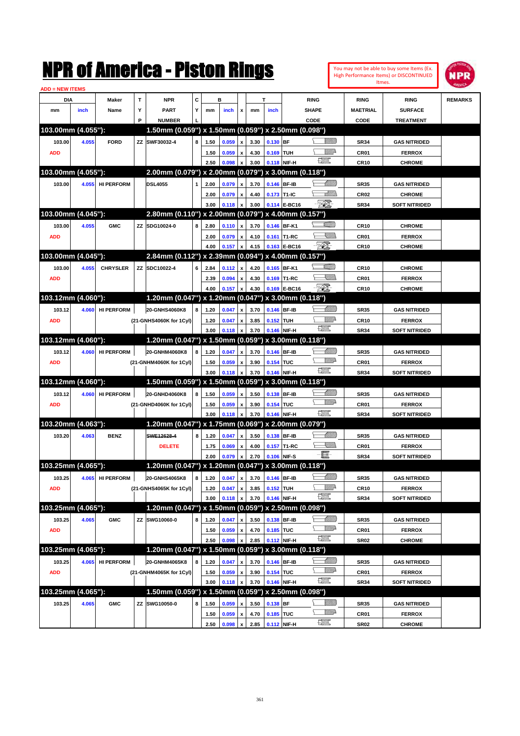# NPR of America - Piston Rings

You may not be able to buy some Items (Ex. High Performance Items) or DISCONTINUED Itmes.

ADD = NEW ITEMS

| DIA mm | DIA inch | Maker Name | TYP | NPR PART NUMBER | CYL | B mm | B inch | x | T mm | T inch | RING SHAPE CODE | RING MAETRIAL CODE | RING SURFACE TREATMENT | REMARKS |
|---|---|---|---|---|---|---|---|---|---|---|---|---|---|---|
| **103.00mm (4.055"):** | | | | **1.50mm (0.059") x 1.50mm (0.059") x 2.50mm (0.098")** | | | | | | | | | | |
| 103.00 | 4.055 | FORD | ZZ | SWF30032-4 | 8 | 1.50 | 0.059 | x | 3.30 | 0.130 | BF | SR34 | GAS NITRIDED | |
| ADD | | | | | | 1.50 | 0.059 | x | 4.30 | 0.169 | TUH | CR01 | FERROX | |
| | | | | | | 2.50 | 0.098 | x | 3.00 | 0.118 | NIF-H | CR10 | CHROME | |
| **103.00mm (4.055"):** | | | | **2.00mm (0.079") x 2.00mm (0.079") x 3.00mm (0.118")** | | | | | | | | | | |
| 103.00 | 4.055 | HI PERFORM | | DSL4055 | 1 | 2.00 | 0.079 | x | 3.70 | 0.146 | BF-IB | SR35 | GAS NITRIDED | |
| | | | | | | 2.00 | 0.079 | x | 4.40 | 0.173 | T1-IC | CR02 | CHROME | |
| | | | | | | 3.00 | 0.118 | x | 3.00 | 0.114 | E-BC16 | SR34 | SOFT NITRIDED | |
| **103.00mm (4.045"):** | | | | **2.80mm (0.110") x 2.00mm (0.079") x 4.00mm (0.157")** | | | | | | | | | | |
| 103.00 | 4.055 | GMC | ZZ | SDG10024-0 | 8 | 2.80 | 0.110 | x | 3.70 | 0.146 | BF-K1 | CR10 | CHROME | |
| ADD | | | | | | 2.00 | 0.079 | x | 4.10 | 0.161 | T1-RC | CR01 | FERROX | |
| | | | | | | 4.00 | 0.157 | x | 4.15 | 0.163 | E-BC16 | CR10 | CHROME | |
| **103.00mm (4.045"):** | | | | **2.84mm (0.112") x 2.39mm (0.094") x 4.00mm (0.157")** | | | | | | | | | | |
| 103.00 | 4.055 | CHRYSLER | ZZ | SDC10022-4 | 6 | 2.84 | 0.112 | x | 4.20 | 0.165 | BF-K1 | CR10 | CHROME | |
| ADD | | | | | | 2.39 | 0.094 | x | 4.30 | 0.169 | T1-RC | CR01 | FERROX | |
| | | | | | | 4.00 | 0.157 | x | 4.30 | 0.169 | E-BC16 | CR10 | CHROME | |
| **103.12mm (4.060"):** | | | | **1.20mm (0.047") x 1.20mm (0.047") x 3.00mm (0.118")** | | | | | | | | | | |
| 103.12 | 4.060 | HI PERFORM | | 20-GNHS4060K8 | 8 | 1.20 | 0.047 | x | 3.70 | 0.146 | BF-IB | SR35 | GAS NITRIDED | |
| ADD | | | | (21-GNHS4060K for 1Cyl) | | 1.20 | 0.047 | x | 3.85 | 0.152 | TUH | CR10 | FERROX | |
| | | | | | | 3.00 | 0.118 | x | 3.70 | 0.146 | NIF-H | SR34 | SOFT NITRIDED | |
| **103.12mm (4.060"):** | | | | **1.20mm (0.047") x 1.50mm (0.059") x 3.00mm (0.118")** | | | | | | | | | | |
| 103.12 | 4.060 | HI PERFORM | | 20-GNHM4060K8 | 8 | 1.20 | 0.047 | x | 3.70 | 0.146 | BF-IB | SR35 | GAS NITRIDED | |
| ADD | | | | (21-GNHM4060K for 1Cyl) | | 1.50 | 0.059 | x | 3.90 | 0.154 | TUC | CR01 | FERROX | |
| | | | | | | 3.00 | 0.118 | x | 3.70 | 0.146 | NIF-H | SR34 | SOFT NITRIDED | |
| **103.12mm (4.060"):** | | | | **1.50mm (0.059") x 1.50mm (0.059") x 3.00mm (0.118")** | | | | | | | | | | |
| 103.12 | 4.060 | HI PERFORM | | 20-GNHD4060K8 | 8 | 1.50 | 0.059 | x | 3.50 | 0.138 | BF-IB | SR35 | GAS NITRIDED | |
| ADD | | | | (21-GNHD4060K for 1Cyl) | | 1.50 | 0.059 | x | 3.90 | 0.154 | TUC | CR01 | FERROX | |
| | | | | | | 3.00 | 0.118 | x | 3.70 | 0.146 | NIF-H | SR34 | SOFT NITRIDED | |
| **103.20mm (4.063"):** | | | | **1.20mm (0.047") x 1.75mm (0.069") x 2.00mm (0.079")** | | | | | | | | | | |
| 103.20 | 4.063 | BENZ | | ~~SWE12628-4~~ | 8 | 1.20 | 0.047 | x | 3.50 | 0.138 | BF-IB | SR35 | GAS NITRIDED | |
| | | | | DELETE | | 1.75 | 0.069 | x | 4.00 | 0.157 | T1-RC | CR01 | FERROX | |
| | | | | | | 2.00 | 0.079 | x | 2.70 | 0.106 | NIF-S | SR34 | SOFT NITRIDED | |
| **103.25mm (4.065"):** | | | | **1.20mm (0.047") x 1.20mm (0.047") x 3.00mm (0.118")** | | | | | | | | | | |
| 103.25 | 4.065 | HI PERFORM | | 20-GNHS4065K8 | 8 | 1.20 | 0.047 | x | 3.70 | 0.146 | BF-IB | SR35 | GAS NITRIDED | |
| ADD | | | | (21-GNHS4065K for 1Cyl) | | 1.20 | 0.047 | x | 3.85 | 0.152 | TUH | CR10 | FERROX | |
| | | | | | | 3.00 | 0.118 | x | 3.70 | 0.146 | NIF-H | SR34 | SOFT NITRIDED | |
| **103.25mm (4.065"):** | | | | **1.20mm (0.047") x 1.50mm (0.059") x 2.50mm (0.098")** | | | | | | | | | | |
| 103.25 | 4.065 | GMC | ZZ | SWG10060-0 | 8 | 1.20 | 0.047 | x | 3.50 | 0.138 | BF-IB | SR35 | GAS NITRIDED | |
| ADD | | | | | | 1.50 | 0.059 | x | 4.70 | 0.185 | TUC | CR01 | FERROX | |
| | | | | | | 2.50 | 0.098 | x | 2.85 | 0.112 | NIF-H | SR02 | CHROME | |
| **103.25mm (4.065"):** | | | | **1.20mm (0.047") x 1.50mm (0.059") x 3.00mm (0.118")** | | | | | | | | | | |
| 103.25 | 4.065 | HI PERFORM | | 20-GNHM4065K8 | 8 | 1.20 | 0.047 | x | 3.70 | 0.146 | BF-IB | SR35 | GAS NITRIDED | |
| ADD | | | | (21-GNHM4065K for 1Cyl) | | 1.50 | 0.059 | x | 3.90 | 0.154 | TUC | CR01 | FERROX | |
| | | | | | | 3.00 | 0.118 | x | 3.70 | 0.146 | NIF-H | SR34 | SOFT NITRIDED | |
| **103.25mm (4.065"):** | | | | **1.50mm (0.059") x 1.50mm (0.059") x 2.50mm (0.098")** | | | | | | | | | | |
| 103.25 | 4.065 | GMC | ZZ | SWG10050-0 | 8 | 1.50 | 0.059 | x | 3.50 | 0.138 | BF | SR35 | GAS NITRIDED | |
| | | | | | | 1.50 | 0.059 | x | 4.70 | 0.185 | TUC | CR01 | FERROX | |
| | | | | | | 2.50 | 0.098 | x | 2.85 | 0.112 | NIF-H | SR02 | CHROME | |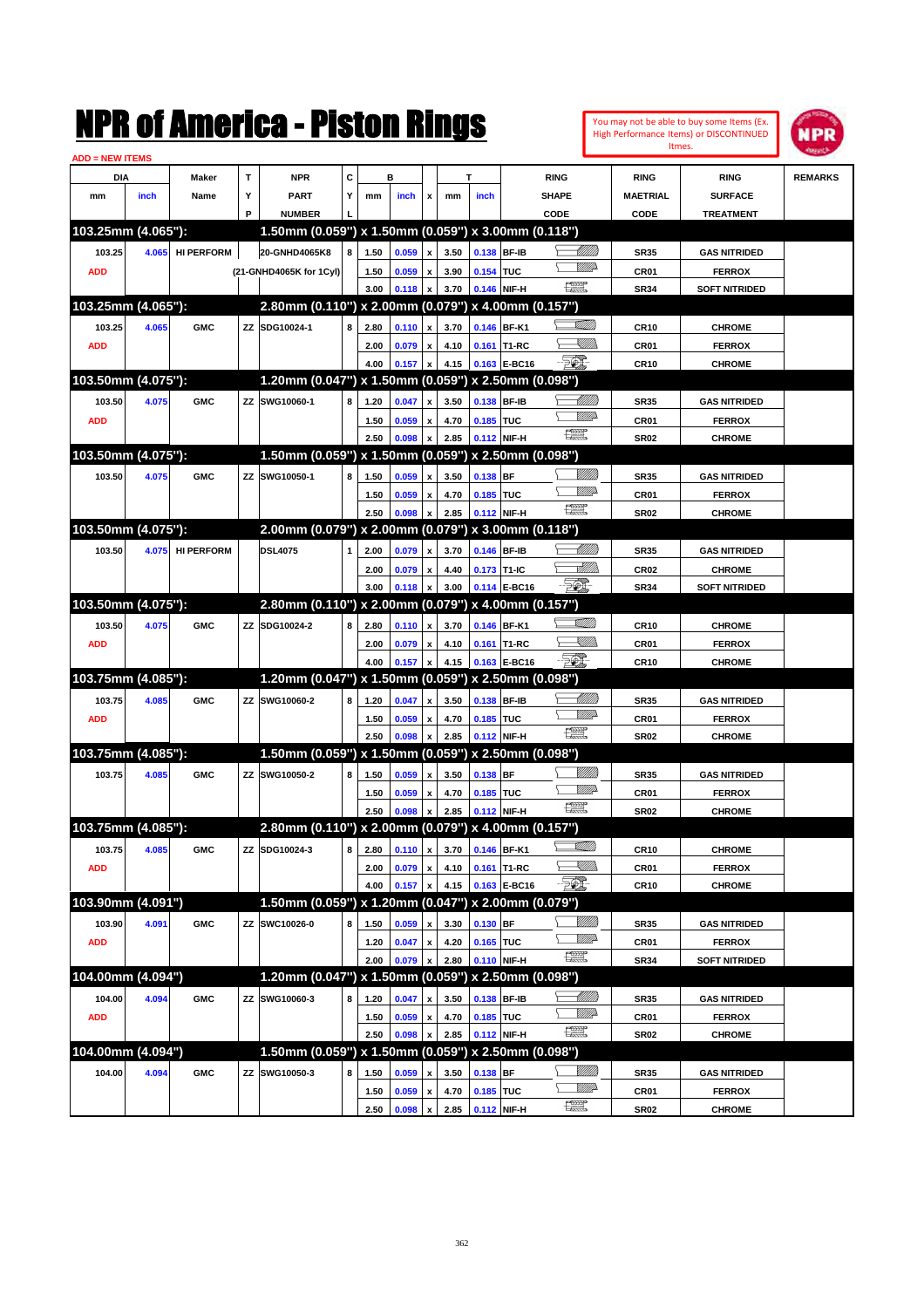# NPR of America - Piston Rings

You may not be able to buy some Items (Ex. High Performance Items) or DISCONTINUED Itmes.

ADD = NEW ITEMS

| DIA | | Maker | T | NPR | C | B | | | T | | RING | RING | RING | REMARKS |
|---|---|---|---|---|---|---|---|---|---|---|---|---|---|---|
| mm | inch | Name | Y | PART | Y | mm | inch | x | mm | inch | SHAPE | MAETRIAL | SURFACE | |
| | | | P | NUMBER | L | | | | | | CODE | CODE | TREATMENT | |
| **103.25mm (4.065"):** | | | | **1.50mm (0.059") x 1.50mm (0.059") x 3.00mm (0.118")** | | | | | | | | | | |
| 103.25 | 4.065 | HI PERFORM | | 20-GNHD4065K8 | 8 | 1.50 | 0.059 | x | 3.50 | 0.138 | BF-IB | SR35 | GAS NITRIDED | |
| ADD | | | | (21-GNHD4065K for 1Cyl) | | 1.50 | 0.059 | x | 3.90 | 0.154 | TUC | CR01 | FERROX | |
| | | | | | | 3.00 | 0.118 | x | 3.70 | 0.146 | NIF-H | SR34 | SOFT NITRIDED | |
| **103.25mm (4.065"):** | | | | **2.80mm (0.110") x 2.00mm (0.079") x 4.00mm (0.157")** | | | | | | | | | | |
| 103.25 | 4.065 | GMC | ZZ | SDG10024-1 | 8 | 2.80 | 0.110 | x | 3.70 | 0.146 | BF-K1 | CR10 | CHROME | |
| ADD | | | | | | 2.00 | 0.079 | x | 4.10 | 0.161 | T1-RC | CR01 | FERROX | |
| | | | | | | 4.00 | 0.157 | x | 4.15 | 0.163 | E-BC16 | CR10 | CHROME | |
| **103.50mm (4.075"):** | | | | **1.20mm (0.047") x 1.50mm (0.059") x 2.50mm (0.098")** | | | | | | | | | | |
| 103.50 | 4.075 | GMC | ZZ | SWG10060-1 | 8 | 1.20 | 0.047 | x | 3.50 | 0.138 | BF-IB | SR35 | GAS NITRIDED | |
| ADD | | | | | | 1.50 | 0.059 | x | 4.70 | 0.185 | TUC | CR01 | FERROX | |
| | | | | | | 2.50 | 0.098 | x | 2.85 | 0.112 | NIF-H | SR02 | CHROME | |
| **103.50mm (4.075"):** | | | | **1.50mm (0.059") x 1.50mm (0.059") x 2.50mm (0.098")** | | | | | | | | | | |
| 103.50 | 4.075 | GMC | ZZ | SWG10050-1 | 8 | 1.50 | 0.059 | x | 3.50 | 0.138 | BF | SR35 | GAS NITRIDED | |
| | | | | | | 1.50 | 0.059 | x | 4.70 | 0.185 | TUC | CR01 | FERROX | |
| | | | | | | 2.50 | 0.098 | x | 2.85 | 0.112 | NIF-H | SR02 | CHROME | |
| **103.50mm (4.075"):** | | | | **2.00mm (0.079") x 2.00mm (0.079") x 3.00mm (0.118")** | | | | | | | | | | |
| 103.50 | 4.075 | HI PERFORM | | DSL4075 | 1 | 2.00 | 0.079 | x | 3.70 | 0.146 | BF-IB | SR35 | GAS NITRIDED | |
| | | | | | | 2.00 | 0.079 | x | 4.40 | 0.173 | T1-IC | CR02 | CHROME | |
| | | | | | | 3.00 | 0.118 | x | 3.00 | 0.114 | E-BC16 | SR34 | SOFT NITRIDED | |
| **103.50mm (4.075"):** | | | | **2.80mm (0.110") x 2.00mm (0.079") x 4.00mm (0.157")** | | | | | | | | | | |
| 103.50 | 4.075 | GMC | ZZ | SDG10024-2 | 8 | 2.80 | 0.110 | x | 3.70 | 0.146 | BF-K1 | CR10 | CHROME | |
| ADD | | | | | | 2.00 | 0.079 | x | 4.10 | 0.161 | T1-RC | CR01 | FERROX | |
| | | | | | | 4.00 | 0.157 | x | 4.15 | 0.163 | E-BC16 | CR10 | CHROME | |
| **103.75mm (4.085"):** | | | | **1.20mm (0.047") x 1.50mm (0.059") x 2.50mm (0.098")** | | | | | | | | | | |
| 103.75 | 4.085 | GMC | ZZ | SWG10060-2 | 8 | 1.20 | 0.047 | x | 3.50 | 0.138 | BF-IB | SR35 | GAS NITRIDED | |
| ADD | | | | | | 1.50 | 0.059 | x | 4.70 | 0.185 | TUC | CR01 | FERROX | |
| | | | | | | 2.50 | 0.098 | x | 2.85 | 0.112 | NIF-H | SR02 | CHROME | |
| **103.75mm (4.085"):** | | | | **1.50mm (0.059") x 1.50mm (0.059") x 2.50mm (0.098")** | | | | | | | | | | |
| 103.75 | 4.085 | GMC | ZZ | SWG10050-2 | 8 | 1.50 | 0.059 | x | 3.50 | 0.138 | BF | SR35 | GAS NITRIDED | |
| | | | | | | 1.50 | 0.059 | x | 4.70 | 0.185 | TUC | CR01 | FERROX | |
| | | | | | | 2.50 | 0.098 | x | 2.85 | 0.112 | NIF-H | SR02 | CHROME | |
| **103.75mm (4.085"):** | | | | **2.80mm (0.110") x 2.00mm (0.079") x 4.00mm (0.157")** | | | | | | | | | | |
| 103.75 | 4.085 | GMC | ZZ | SDG10024-3 | 8 | 2.80 | 0.110 | x | 3.70 | 0.146 | BF-K1 | CR10 | CHROME | |
| ADD | | | | | | 2.00 | 0.079 | x | 4.10 | 0.161 | T1-RC | CR01 | FERROX | |
| | | | | | | 4.00 | 0.157 | x | 4.15 | 0.163 | E-BC16 | CR10 | CHROME | |
| **103.90mm (4.091")** | | | | **1.50mm (0.059") x 1.20mm (0.047") x 2.00mm (0.079")** | | | | | | | | | | |
| 103.90 | 4.091 | GMC | ZZ | SWC10026-0 | 8 | 1.50 | 0.059 | x | 3.30 | 0.130 | BF | SR35 | GAS NITRIDED | |
| ADD | | | | | | 1.20 | 0.047 | x | 4.20 | 0.165 | TUC | CR01 | FERROX | |
| | | | | | | 2.00 | 0.079 | x | 2.80 | 0.110 | NIF-H | SR34 | SOFT NITRIDED | |
| **104.00mm (4.094")** | | | | **1.20mm (0.047") x 1.50mm (0.059") x 2.50mm (0.098")** | | | | | | | | | | |
| 104.00 | 4.094 | GMC | ZZ | SWG10060-3 | 8 | 1.20 | 0.047 | x | 3.50 | 0.138 | BF-IB | SR35 | GAS NITRIDED | |
| ADD | | | | | | 1.50 | 0.059 | x | 4.70 | 0.185 | TUC | CR01 | FERROX | |
| | | | | | | 2.50 | 0.098 | x | 2.85 | 0.112 | NIF-H | SR02 | CHROME | |
| **104.00mm (4.094")** | | | | **1.50mm (0.059") x 1.50mm (0.059") x 2.50mm (0.098")** | | | | | | | | | | |
| 104.00 | 4.094 | GMC | ZZ | SWG10050-3 | 8 | 1.50 | 0.059 | x | 3.50 | 0.138 | BF | SR35 | GAS NITRIDED | |
| | | | | | | 1.50 | 0.059 | x | 4.70 | 0.185 | TUC | CR01 | FERROX | |
| | | | | | | 2.50 | 0.098 | x | 2.85 | 0.112 | NIF-H | SR02 | CHROME | |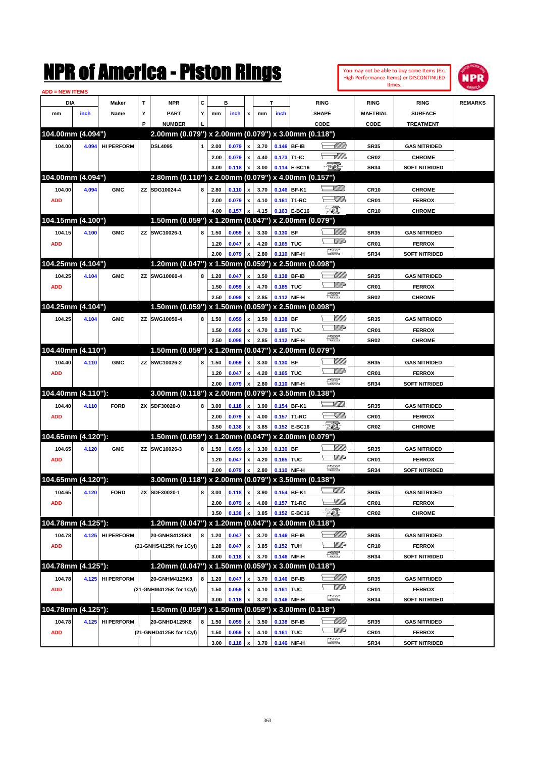# NPR of America - Piston Rings

You may not be able to buy some Items (Ex. High Performance Items) or DISCONTINUED Itmes.

ADD = NEW ITEMS

| DIA mm | DIA inch | Maker Name | TYP | NPR PART NUMBER | CYL | B mm | B inch | x | T mm | T inch | RING SHAPE CODE | RING MAETRIAL CODE | RING SURFACE TREATMENT | REMARKS |
|---|---|---|---|---|---|---|---|---|---|---|---|---|---|---|
| **104.00mm (4.094")** | | | | **2.00mm (0.079") x 2.00mm (0.079") x 3.00mm (0.118")** | | | | | | | | | | |
| 104.00 | 4.094 | HI PERFORM | | DSL4095 | 1 | 2.00 | 0.079 | x | 3.70 | 0.146 | BF-IB | SR35 | GAS NITRIDED | |
| | | | | | | 2.00 | 0.079 | x | 4.40 | 0.173 | T1-IC | CR02 | CHROME | |
| | | | | | | 3.00 | 0.118 | x | 3.00 | 0.114 | E-BC16 | SR34 | SOFT NITRIDED | |
| **104.00mm (4.094")** | | | | **2.80mm (0.110") x 2.00mm (0.079") x 4.00mm (0.157")** | | | | | | | | | | |
| 104.00 | 4.094 | GMC | ZZ | SDG10024-4 | 8 | 2.80 | 0.110 | x | 3.70 | 0.146 | BF-K1 | CR10 | CHROME | |
| ADD | | | | | | 2.00 | 0.079 | x | 4.10 | 0.161 | T1-RC | CR01 | FERROX | |
| | | | | | | 4.00 | 0.157 | x | 4.15 | 0.163 | E-BC16 | CR10 | CHROME | |
| **104.15mm (4.100")** | | | | **1.50mm (0.059") x 1.20mm (0.047") x 2.00mm (0.079")** | | | | | | | | | | |
| 104.15 | 4.100 | GMC | ZZ | SWC10026-1 | 8 | 1.50 | 0.059 | x | 3.30 | 0.130 | BF | SR35 | GAS NITRIDED | |
| ADD | | | | | | 1.20 | 0.047 | x | 4.20 | 0.165 | TUC | CR01 | FERROX | |
| | | | | | | 2.00 | 0.079 | x | 2.80 | 0.110 | NIF-H | SR34 | SOFT NITRIDED | |
| **104.25mm (4.104")** | | | | **1.20mm (0.047") x 1.50mm (0.059") x 2.50mm (0.098")** | | | | | | | | | | |
| 104.25 | 4.104 | GMC | ZZ | SWG10060-4 | 8 | 1.20 | 0.047 | x | 3.50 | 0.138 | BF-IB | SR35 | GAS NITRIDED | |
| ADD | | | | | | 1.50 | 0.059 | x | 4.70 | 0.185 | TUC | CR01 | FERROX | |
| | | | | | | 2.50 | 0.098 | x | 2.85 | 0.112 | NIF-H | SR02 | CHROME | |
| **104.25mm (4.104")** | | | | **1.50mm (0.059") x 1.50mm (0.059") x 2.50mm (0.098")** | | | | | | | | | | |
| 104.25 | 4.104 | GMC | ZZ | SWG10050-4 | 8 | 1.50 | 0.059 | x | 3.50 | 0.138 | BF | SR35 | GAS NITRIDED | |
| | | | | | | 1.50 | 0.059 | x | 4.70 | 0.185 | TUC | CR01 | FERROX | |
| | | | | | | 2.50 | 0.098 | x | 2.85 | 0.112 | NIF-H | SR02 | CHROME | |
| **104.40mm (4.110")** | | | | **1.50mm (0.059") x 1.20mm (0.047") x 2.00mm (0.079")** | | | | | | | | | | |
| 104.40 | 4.110 | GMC | ZZ | SWC10026-2 | 8 | 1.50 | 0.059 | x | 3.30 | 0.130 | BF | SR35 | GAS NITRIDED | |
| ADD | | | | | | 1.20 | 0.047 | x | 4.20 | 0.165 | TUC | CR01 | FERROX | |
| | | | | | | 2.00 | 0.079 | x | 2.80 | 0.110 | NIF-H | SR34 | SOFT NITRIDED | |
| **104.40mm (4.110"):** | | | | **3.00mm (0.118") x 2.00mm (0.079") x 3.50mm (0.138")** | | | | | | | | | | |
| 104.40 | 4.110 | FORD | ZX | SDF30020-0 | 8 | 3.00 | 0.118 | x | 3.90 | 0.154 | BF-K1 | SR35 | GAS NITRIDED | |
| ADD | | | | | | 2.00 | 0.079 | x | 4.00 | 0.157 | T1-RC | CR01 | FERROX | |
| | | | | | | 3.50 | 0.138 | x | 3.85 | 0.152 | E-BC16 | CR02 | CHROME | |
| **104.65mm (4.120"):** | | | | **1.50mm (0.059") x 1.20mm (0.047") x 2.00mm (0.079")** | | | | | | | | | | |
| 104.65 | 4.120 | GMC | ZZ | SWC10026-3 | 8 | 1.50 | 0.059 | x | 3.30 | 0.130 | BF | SR35 | GAS NITRIDED | |
| ADD | | | | | | 1.20 | 0.047 | x | 4.20 | 0.165 | TUC | CR01 | FERROX | |
| | | | | | | 2.00 | 0.079 | x | 2.80 | 0.110 | NIF-H | SR34 | SOFT NITRIDED | |
| **104.65mm (4.120"):** | | | | **3.00mm (0.118") x 2.00mm (0.079") x 3.50mm (0.138")** | | | | | | | | | | |
| 104.65 | 4.120 | FORD | ZX | SDF30020-1 | 8 | 3.00 | 0.118 | x | 3.90 | 0.154 | BF-K1 | SR35 | GAS NITRIDED | |
| ADD | | | | | | 2.00 | 0.079 | x | 4.00 | 0.157 | T1-RC | CR01 | FERROX | |
| | | | | | | 3.50 | 0.138 | x | 3.85 | 0.152 | E-BC16 | CR02 | CHROME | |
| **104.78mm (4.125"):** | | | | **1.20mm (0.047") x 1.20mm (0.047") x 3.00mm (0.118")** | | | | | | | | | | |
| 104.78 | 4.125 | HI PERFORM | | 20-GNHS4125K8 | 8 | 1.20 | 0.047 | x | 3.70 | 0.146 | BF-IB | SR35 | GAS NITRIDED | |
| ADD | | | | (21-GNHS4125K for 1Cyl) | | 1.20 | 0.047 | x | 3.85 | 0.152 | TUH | CR10 | FERROX | |
| | | | | | | 3.00 | 0.118 | x | 3.70 | 0.146 | NIF-H | SR34 | SOFT NITRIDED | |
| **104.78mm (4.125"):** | | | | **1.20mm (0.047") x 1.50mm (0.059") x 3.00mm (0.118")** | | | | | | | | | | |
| 104.78 | 4.125 | HI PERFORM | | 20-GNHM4125K8 | 8 | 1.20 | 0.047 | x | 3.70 | 0.146 | BF-IB | SR35 | GAS NITRIDED | |
| ADD | | | | (21-GNHM4125K for 1Cyl) | | 1.50 | 0.059 | x | 4.10 | 0.161 | TUC | CR01 | FERROX | |
| | | | | | | 3.00 | 0.118 | x | 3.70 | 0.146 | NIF-H | SR34 | SOFT NITRIDED | |
| **104.78mm (4.125"):** | | | | **1.50mm (0.059") x 1.50mm (0.059") x 3.00mm (0.118")** | | | | | | | | | | |
| 104.78 | 4.125 | HI PERFORM | | 20-GNHD4125K8 | 8 | 1.50 | 0.059 | x | 3.50 | 0.138 | BF-IB | SR35 | GAS NITRIDED | |
| ADD | | | | (21-GNHD4125K for 1Cyl) | | 1.50 | 0.059 | x | 4.10 | 0.161 | TUC | CR01 | FERROX | |
| | | | | | | 3.00 | 0.118 | x | 3.70 | 0.146 | NIF-H | SR34 | SOFT NITRIDED | |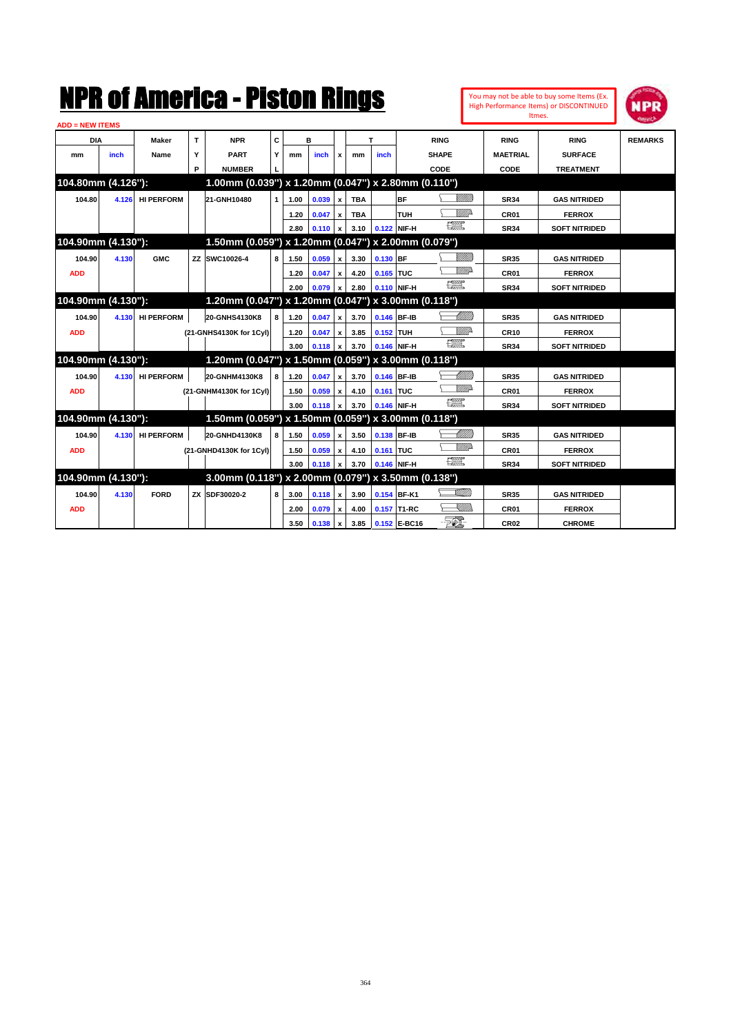# NPR of America - Piston Rings

You may not be able to buy some Items (Ex. High Performance Items) or DISCONTINUED Itmes.

ADD = NEW ITEMS

| DIA | | Maker | T | NPR | C | B | | | T | | RING | RING | RING | REMARKS |
|---|---|---|---|---|---|---|---|---|---|---|---|---|---|---|
| mm | inch | Name | Y | PART | Y | mm | inch | x | mm | inch | SHAPE | MAETRIAL | SURFACE | |
| | | | P | NUMBER | L | | | | | | CODE | CODE | TREATMENT | |
| **104.80mm (4.126"):** | | | | **1.00mm (0.039") x 1.20mm (0.047") x 2.80mm (0.110")** | | | | | | | | | | |
| 104.80 | 4.126 | HI PERFORM | | 21-GNH10480 | 1 | 1.00 | 0.039 | x | TBA | | BF | SR34 | GAS NITRIDED | |
| | | | | | | 1.20 | 0.047 | x | TBA | | TUH | CR01 | FERROX | |
| | | | | | | 2.80 | 0.110 | x | 3.10 | 0.122 | NIF-H | SR34 | SOFT NITRIDED | |
| **104.90mm (4.130"):** | | | | **1.50mm (0.059") x 1.20mm (0.047") x 2.00mm (0.079")** | | | | | | | | | | |
| 104.90 | 4.130 | GMC | ZZ | SWC10026-4 | 8 | 1.50 | 0.059 | x | 3.30 | 0.130 | BF | SR35 | GAS NITRIDED | |
| ADD | | | | | | 1.20 | 0.047 | x | 4.20 | 0.165 | TUC | CR01 | FERROX | |
| | | | | | | 2.00 | 0.079 | x | 2.80 | 0.110 | NIF-H | SR34 | SOFT NITRIDED | |
| **104.90mm (4.130"):** | | | | **1.20mm (0.047") x 1.20mm (0.047") x 3.00mm (0.118")** | | | | | | | | | | |
| 104.90 | 4.130 | HI PERFORM | | 20-GNHS4130K8 | 8 | 1.20 | 0.047 | x | 3.70 | 0.146 | BF-IB | SR35 | GAS NITRIDED | |
| ADD | | | | (21-GNHS4130K for 1Cyl) | | 1.20 | 0.047 | x | 3.85 | 0.152 | TUH | CR10 | FERROX | |
| | | | | | | 3.00 | 0.118 | x | 3.70 | 0.146 | NIF-H | SR34 | SOFT NITRIDED | |
| **104.90mm (4.130"):** | | | | **1.20mm (0.047") x 1.50mm (0.059") x 3.00mm (0.118")** | | | | | | | | | | |
| 104.90 | 4.130 | HI PERFORM | | 20-GNHM4130K8 | 8 | 1.20 | 0.047 | x | 3.70 | 0.146 | BF-IB | SR35 | GAS NITRIDED | |
| ADD | | | | (21-GNHM4130K for 1Cyl) | | 1.50 | 0.059 | x | 4.10 | 0.161 | TUC | CR01 | FERROX | |
| | | | | | | 3.00 | 0.118 | x | 3.70 | 0.146 | NIF-H | SR34 | SOFT NITRIDED | |
| **104.90mm (4.130"):** | | | | **1.50mm (0.059") x 1.50mm (0.059") x 3.00mm (0.118")** | | | | | | | | | | |
| 104.90 | 4.130 | HI PERFORM | | 20-GNHD4130K8 | 8 | 1.50 | 0.059 | x | 3.50 | 0.138 | BF-IB | SR35 | GAS NITRIDED | |
| ADD | | | | (21-GNHD4130K for 1Cyl) | | 1.50 | 0.059 | x | 4.10 | 0.161 | TUC | CR01 | FERROX | |
| | | | | | | 3.00 | 0.118 | x | 3.70 | 0.146 | NIF-H | SR34 | SOFT NITRIDED | |
| **104.90mm (4.130"):** | | | | **3.00mm (0.118") x 2.00mm (0.079") x 3.50mm (0.138")** | | | | | | | | | | |
| 104.90 | 4.130 | FORD | ZX | SDF30020-2 | 8 | 3.00 | 0.118 | x | 3.90 | 0.154 | BF-K1 | SR35 | GAS NITRIDED | |
| ADD | | | | | | 2.00 | 0.079 | x | 4.00 | 0.157 | T1-RC | CR01 | FERROX | |
| | | | | | | 3.50 | 0.138 | x | 3.85 | 0.152 | E-BC16 | CR02 | CHROME | |